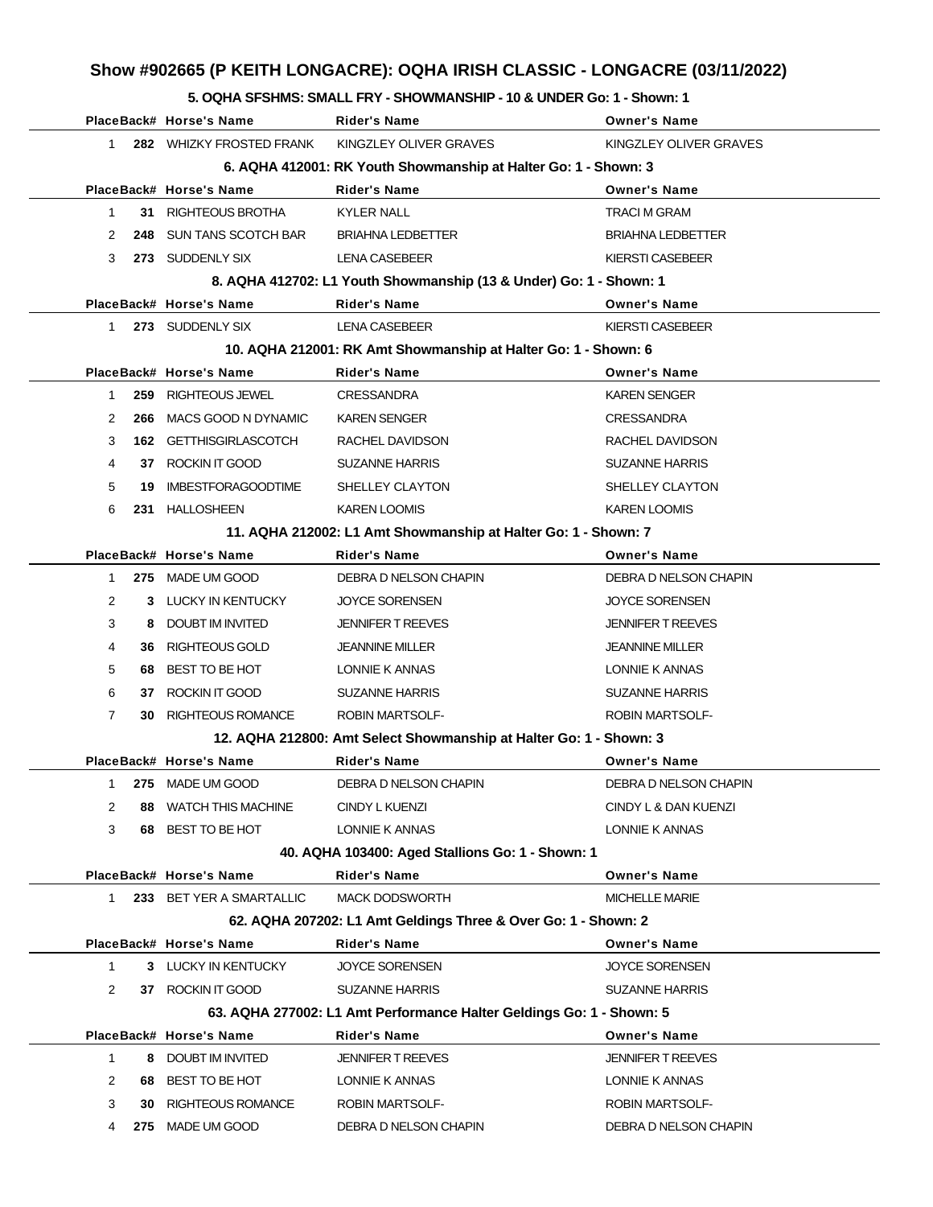# Show #902665 (P KEITH LONGACRE): OQHA IRISH CLASSIC - LONGACRE (03/11/2022)

### 5. OQHA SFSHMS: SMALL FRY - SHOWMANSHIP - 10 & UNDER Go: 1 - Shown: 1

| Place | Back# | Horse's Name | Rider's Name | Owner's Name |
|---|---|---|---|---|
| 1 | **282** | WHIZKY FROSTED FRANK | KINGZLEY OLIVER GRAVES | KINGZLEY OLIVER GRAVES |

### 6. AQHA 412001: RK Youth Showmanship at Halter Go: 1 - Shown: 3

| Place | Back# | Horse's Name | Rider's Name | Owner's Name |
|---|---|---|---|---|
| 1 | **31** | RIGHTEOUS BROTHA | KYLER NALL | TRACI M GRAM |
| 2 | **248** | SUN TANS SCOTCH BAR | BRIAHNA LEDBETTER | BRIAHNA LEDBETTER |
| 3 | **273** | SUDDENLY SIX | LENA CASEBEER | KIERSTI CASEBEER |

### 8. AQHA 412702: L1 Youth Showmanship (13 & Under) Go: 1 - Shown: 1

| Place | Back# | Horse's Name | Rider's Name | Owner's Name |
|---|---|---|---|---|
| 1 | **273** | SUDDENLY SIX | LENA CASEBEER | KIERSTI CASEBEER |

### 10. AQHA 212001: RK Amt Showmanship at Halter Go: 1 - Shown: 6

| Place | Back# | Horse's Name | Rider's Name | Owner's Name |
|---|---|---|---|---|
| 1 | **259** | RIGHTEOUS JEWEL | CRESSANDRA | KAREN SENGER |
| 2 | **266** | MACS GOOD N DYNAMIC | KAREN SENGER | CRESSANDRA |
| 3 | **162** | GETTHISGIRLASCOTCH | RACHEL DAVIDSON | RACHEL DAVIDSON |
| 4 | **37** | ROCKIN IT GOOD | SUZANNE HARRIS | SUZANNE HARRIS |
| 5 | **19** | IMBESTFORAGOODTIME | SHELLEY CLAYTON | SHELLEY CLAYTON |
| 6 | **231** | HALLOSHEEN | KAREN LOOMIS | KAREN LOOMIS |

### 11. AQHA 212002: L1 Amt Showmanship at Halter Go: 1 - Shown: 7

| Place | Back# | Horse's Name | Rider's Name | Owner's Name |
|---|---|---|---|---|
| 1 | **275** | MADE UM GOOD | DEBRA D NELSON CHAPIN | DEBRA D NELSON CHAPIN |
| 2 | **3** | LUCKY IN KENTUCKY | JOYCE SORENSEN | JOYCE SORENSEN |
| 3 | **8** | DOUBT IM INVITED | JENNIFER T REEVES | JENNIFER T REEVES |
| 4 | **36** | RIGHTEOUS GOLD | JEANNINE MILLER | JEANNINE MILLER |
| 5 | **68** | BEST TO BE HOT | LONNIE K ANNAS | LONNIE K ANNAS |
| 6 | **37** | ROCKIN IT GOOD | SUZANNE HARRIS | SUZANNE HARRIS |
| 7 | **30** | RIGHTEOUS ROMANCE | ROBIN MARTSOLF- | ROBIN MARTSOLF- |

### 12. AQHA 212800: Amt Select Showmanship at Halter Go: 1 - Shown: 3

| Place | Back# | Horse's Name | Rider's Name | Owner's Name |
|---|---|---|---|---|
| 1 | **275** | MADE UM GOOD | DEBRA D NELSON CHAPIN | DEBRA D NELSON CHAPIN |
| 2 | **88** | WATCH THIS MACHINE | CINDY L KUENZI | CINDY L & DAN KUENZI |
| 3 | **68** | BEST TO BE HOT | LONNIE K ANNAS | LONNIE K ANNAS |

### 40. AQHA 103400: Aged Stallions Go: 1 - Shown: 1

| Place | Back# | Horse's Name | Rider's Name | Owner's Name |
|---|---|---|---|---|
| 1 | **233** | BET YER A SMARTALLIC | MACK DODSWORTH | MICHELLE MARIE |

### 62. AQHA 207202: L1 Amt Geldings Three & Over Go: 1 - Shown: 2

| Place | Back# | Horse's Name | Rider's Name | Owner's Name |
|---|---|---|---|---|
| 1 | **3** | LUCKY IN KENTUCKY | JOYCE SORENSEN | JOYCE SORENSEN |
| 2 | **37** | ROCKIN IT GOOD | SUZANNE HARRIS | SUZANNE HARRIS |

### 63. AQHA 277002: L1 Amt Performance Halter Geldings Go: 1 - Shown: 5

| Place | Back# | Horse's Name | Rider's Name | Owner's Name |
|---|---|---|---|---|
| 1 | **8** | DOUBT IM INVITED | JENNIFER T REEVES | JENNIFER T REEVES |
| 2 | **68** | BEST TO BE HOT | LONNIE K ANNAS | LONNIE K ANNAS |
| 3 | **30** | RIGHTEOUS ROMANCE | ROBIN MARTSOLF- | ROBIN MARTSOLF- |
| 4 | **275** | MADE UM GOOD | DEBRA D NELSON CHAPIN | DEBRA D NELSON CHAPIN |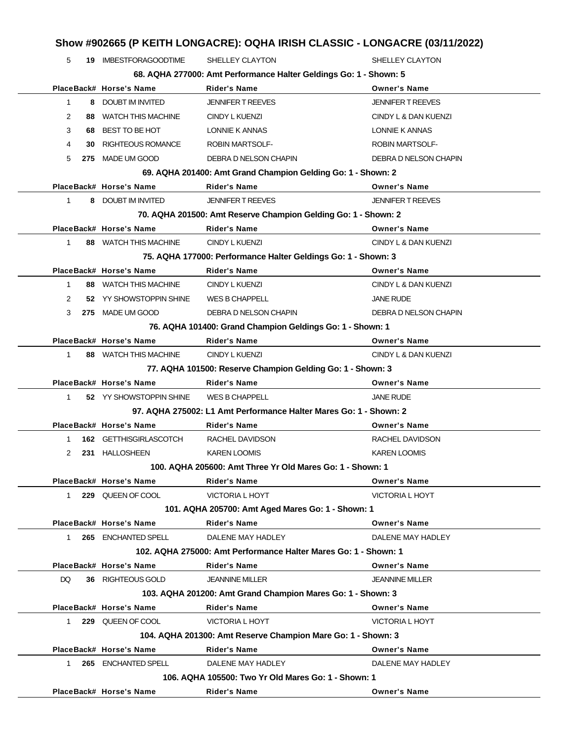# Show #902665 (P KEITH LONGACRE): OQHA IRISH CLASSIC - LONGACRE (03/11/2022)

| Place | Back# | Horse's Name | Rider's Name | Owner's Name |
|---|---|---|---|---|
| 5 | 19 | IMBESTFORAGOODTIME | SHELLEY CLAYTON | SHELLEY CLAYTON |

### 68. AQHA 277000: Amt Performance Halter Geldings Go: 1 - Shown: 5

| Place | Back# | Horse's Name | Rider's Name | Owner's Name |
|---|---|---|---|---|
| 1 | 8 | DOUBT IM INVITED | JENNIFER T REEVES | JENNIFER T REEVES |
| 2 | 88 | WATCH THIS MACHINE | CINDY L KUENZI | CINDY L & DAN KUENZI |
| 3 | 68 | BEST TO BE HOT | LONNIE K ANNAS | LONNIE K ANNAS |
| 4 | 30 | RIGHTEOUS ROMANCE | ROBIN MARTSOLF- | ROBIN MARTSOLF- |
| 5 | 275 | MADE UM GOOD | DEBRA D NELSON CHAPIN | DEBRA D NELSON CHAPIN |

### 69. AQHA 201400: Amt Grand Champion Gelding Go: 1 - Shown: 2

| Place | Back# | Horse's Name | Rider's Name | Owner's Name |
|---|---|---|---|---|
| 1 | 8 | DOUBT IM INVITED | JENNIFER T REEVES | JENNIFER T REEVES |

### 70. AQHA 201500: Amt Reserve Champion Gelding Go: 1 - Shown: 2

| Place | Back# | Horse's Name | Rider's Name | Owner's Name |
|---|---|---|---|---|
| 1 | 88 | WATCH THIS MACHINE | CINDY L KUENZI | CINDY L & DAN KUENZI |

### 75. AQHA 177000: Performance Halter Geldings Go: 1 - Shown: 3

| Place | Back# | Horse's Name | Rider's Name | Owner's Name |
|---|---|---|---|---|
| 1 | 88 | WATCH THIS MACHINE | CINDY L KUENZI | CINDY L & DAN KUENZI |
| 2 | 52 | YY SHOWSTOPPIN SHINE | WES B CHAPPELL | JANE RUDE |
| 3 | 275 | MADE UM GOOD | DEBRA D NELSON CHAPIN | DEBRA D NELSON CHAPIN |

### 76. AQHA 101400: Grand Champion Geldings Go: 1 - Shown: 1

| Place | Back# | Horse's Name | Rider's Name | Owner's Name |
|---|---|---|---|---|
| 1 | 88 | WATCH THIS MACHINE | CINDY L KUENZI | CINDY L & DAN KUENZI |

### 77. AQHA 101500: Reserve Champion Gelding Go: 1 - Shown: 3

| Place | Back# | Horse's Name | Rider's Name | Owner's Name |
|---|---|---|---|---|
| 1 | 52 | YY SHOWSTOPPIN SHINE | WES B CHAPPELL | JANE RUDE |

### 97. AQHA 275002: L1 Amt Performance Halter Mares Go: 1 - Shown: 2

| Place | Back# | Horse's Name | Rider's Name | Owner's Name |
|---|---|---|---|---|
| 1 | 162 | GETTHISGIRLASCOTCH | RACHEL DAVIDSON | RACHEL DAVIDSON |
| 2 | 231 | HALLOSHEEN | KAREN LOOMIS | KAREN LOOMIS |

### 100. AQHA 205600: Amt Three Yr Old Mares Go: 1 - Shown: 1

| Place | Back# | Horse's Name | Rider's Name | Owner's Name |
|---|---|---|---|---|
| 1 | 229 | QUEEN OF COOL | VICTORIA L HOYT | VICTORIA L HOYT |

### 101. AQHA 205700: Amt Aged Mares Go: 1 - Shown: 1

| Place | Back# | Horse's Name | Rider's Name | Owner's Name |
|---|---|---|---|---|
| 1 | 265 | ENCHANTED SPELL | DALENE MAY HADLEY | DALENE MAY HADLEY |

### 102. AQHA 275000: Amt Performance Halter Mares Go: 1 - Shown: 1

| Place | Back# | Horse's Name | Rider's Name | Owner's Name |
|---|---|---|---|---|
| DQ | 36 | RIGHTEOUS GOLD | JEANNINE MILLER | JEANNINE MILLER |

### 103. AQHA 201200: Amt Grand Champion Mares Go: 1 - Shown: 3

| Place | Back# | Horse's Name | Rider's Name | Owner's Name |
|---|---|---|---|---|
| 1 | 229 | QUEEN OF COOL | VICTORIA L HOYT | VICTORIA L HOYT |

### 104. AQHA 201300: Amt Reserve Champion Mare Go: 1 - Shown: 3

| Place | Back# | Horse's Name | Rider's Name | Owner's Name |
|---|---|---|---|---|
| 1 | 265 | ENCHANTED SPELL | DALENE MAY HADLEY | DALENE MAY HADLEY |

### 106. AQHA 105500: Two Yr Old Mares Go: 1 - Shown: 1

| Place | Back# | Horse's Name | Rider's Name | Owner's Name |
|---|---|---|---|---|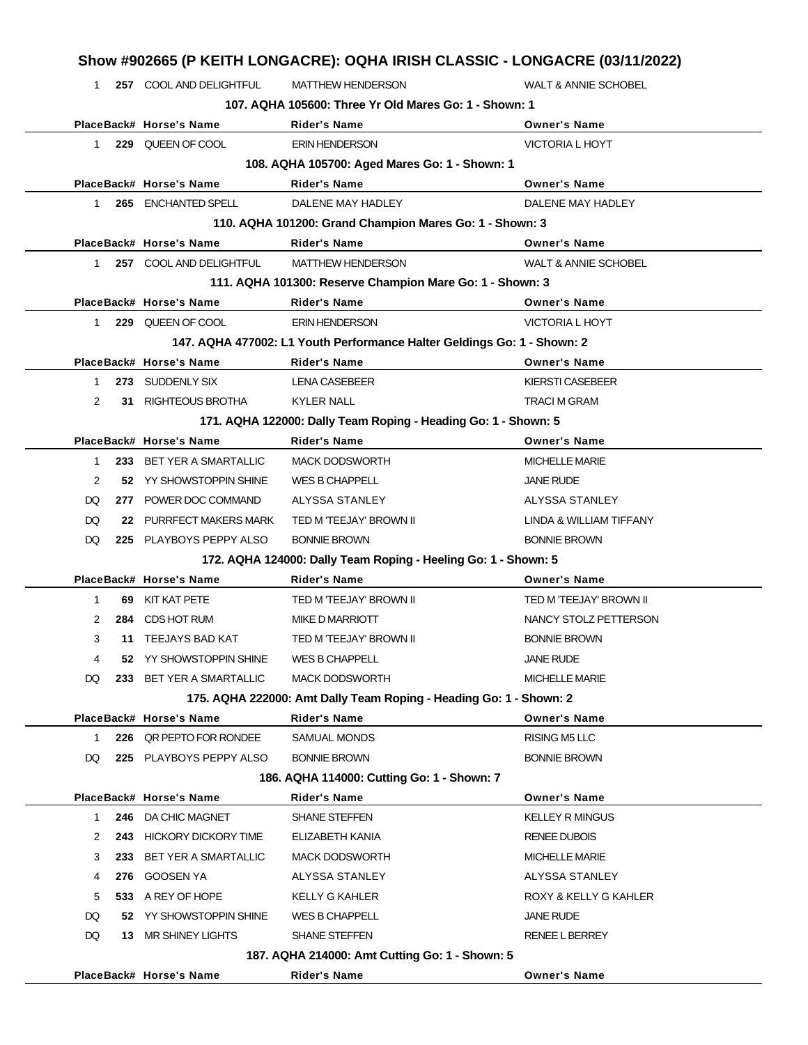# Show #902665 (P KEITH LONGACRE): OQHA IRISH CLASSIC - LONGACRE (03/11/2022)

| Place | Back# | Horse's Name | Rider's Name | Owner's Name |
|---|---|---|---|---|
| 1 | 257 | COOL AND DELIGHTFUL | MATTHEW HENDERSON | WALT & ANNIE SCHOBEL |

### 107. AQHA 105600: Three Yr Old Mares Go: 1 - Shown: 1

| Place | Back# | Horse's Name | Rider's Name | Owner's Name |
|---|---|---|---|---|
| 1 | 229 | QUEEN OF COOL | ERIN HENDERSON | VICTORIA L HOYT |

### 108. AQHA 105700: Aged Mares Go: 1 - Shown: 1

| Place | Back# | Horse's Name | Rider's Name | Owner's Name |
|---|---|---|---|---|
| 1 | 265 | ENCHANTED SPELL | DALENE MAY HADLEY | DALENE MAY HADLEY |

### 110. AQHA 101200: Grand Champion Mares Go: 1 - Shown: 3

| Place | Back# | Horse's Name | Rider's Name | Owner's Name |
|---|---|---|---|---|
| 1 | 257 | COOL AND DELIGHTFUL | MATTHEW HENDERSON | WALT & ANNIE SCHOBEL |

### 111. AQHA 101300: Reserve Champion Mare Go: 1 - Shown: 3

| Place | Back# | Horse's Name | Rider's Name | Owner's Name |
|---|---|---|---|---|
| 1 | 229 | QUEEN OF COOL | ERIN HENDERSON | VICTORIA L HOYT |

### 147. AQHA 477002: L1 Youth Performance Halter Geldings Go: 1 - Shown: 2

| Place | Back# | Horse's Name | Rider's Name | Owner's Name |
|---|---|---|---|---|
| 1 | 273 | SUDDENLY SIX | LENA CASEBEER | KIERSTI CASEBEER |
| 2 | 31 | RIGHTEOUS BROTHA | KYLER NALL | TRACI M GRAM |

### 171. AQHA 122000: Dally Team Roping - Heading Go: 1 - Shown: 5

| Place | Back# | Horse's Name | Rider's Name | Owner's Name |
|---|---|---|---|---|
| 1 | 233 | BET YER A SMARTALLIC | MACK DODSWORTH | MICHELLE MARIE |
| 2 | 52 | YY SHOWSTOPPIN SHINE | WES B CHAPPELL | JANE RUDE |
| DQ | 277 | POWER DOC COMMAND | ALYSSA STANLEY | ALYSSA STANLEY |
| DQ | 22 | PURRFECT MAKERS MARK | TED M 'TEEJAY' BROWN II | LINDA & WILLIAM TIFFANY |
| DQ | 225 | PLAYBOYS PEPPY ALSO | BONNIE BROWN | BONNIE BROWN |

### 172. AQHA 124000: Dally Team Roping - Heeling Go: 1 - Shown: 5

| Place | Back# | Horse's Name | Rider's Name | Owner's Name |
|---|---|---|---|---|
| 1 | 69 | KIT KAT PETE | TED M 'TEEJAY' BROWN II | TED M 'TEEJAY' BROWN II |
| 2 | 284 | CDS HOT RUM | MIKE D MARRIOTT | NANCY STOLZ PETTERSON |
| 3 | 11 | TEEJAYS BAD KAT | TED M 'TEEJAY' BROWN II | BONNIE BROWN |
| 4 | 52 | YY SHOWSTOPPIN SHINE | WES B CHAPPELL | JANE RUDE |
| DQ | 233 | BET YER A SMARTALLIC | MACK DODSWORTH | MICHELLE MARIE |

### 175. AQHA 222000: Amt Dally Team Roping - Heading Go: 1 - Shown: 2

| Place | Back# | Horse's Name | Rider's Name | Owner's Name |
|---|---|---|---|---|
| 1 | 226 | QR PEPTO FOR RONDEE | SAMUAL MONDS | RISING M5 LLC |
| DQ | 225 | PLAYBOYS PEPPY ALSO | BONNIE BROWN | BONNIE BROWN |

### 186. AQHA 114000: Cutting Go: 1 - Shown: 7

| Place | Back# | Horse's Name | Rider's Name | Owner's Name |
|---|---|---|---|---|
| 1 | 246 | DA CHIC MAGNET | SHANE STEFFEN | KELLEY R MINGUS |
| 2 | 243 | HICKORY DICKORY TIME | ELIZABETH KANIA | RENEE DUBOIS |
| 3 | 233 | BET YER A SMARTALLIC | MACK DODSWORTH | MICHELLE MARIE |
| 4 | 276 | GOOSEN YA | ALYSSA STANLEY | ALYSSA STANLEY |
| 5 | 533 | A REY OF HOPE | KELLY G KAHLER | ROXY & KELLY G KAHLER |
| DQ | 52 | YY SHOWSTOPPIN SHINE | WES B CHAPPELL | JANE RUDE |
| DQ | 13 | MR SHINEY LIGHTS | SHANE STEFFEN | RENEE L BERREY |

### 187. AQHA 214000: Amt Cutting Go: 1 - Shown: 5

| Place | Back# | Horse's Name | Rider's Name | Owner's Name |
|---|---|---|---|---|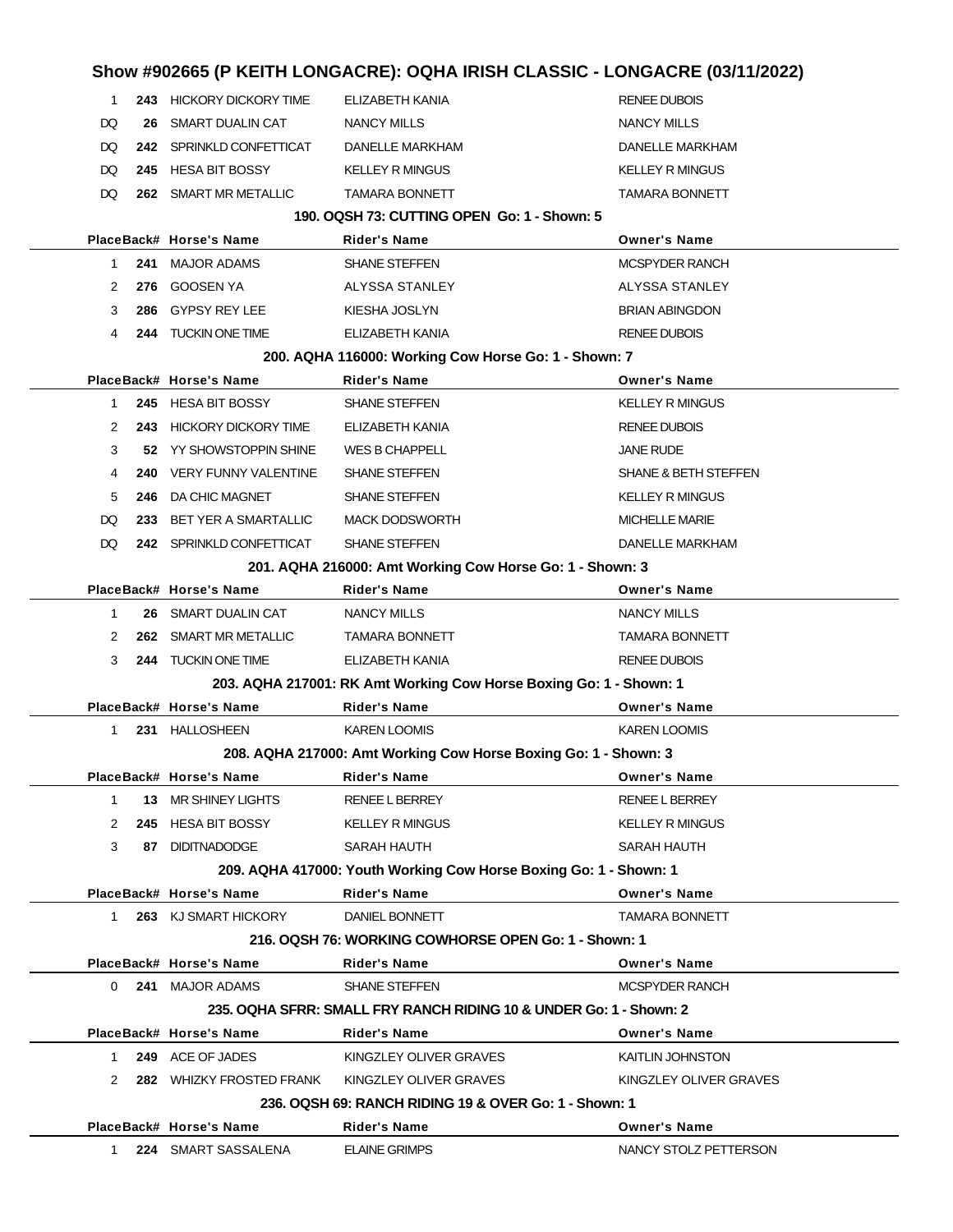## Show #902665 (P KEITH LONGACRE): OQHA IRISH CLASSIC - LONGACRE (03/11/2022)

| Place | Back# | Horse's Name | Rider's Name | Owner's Name |
|---|---|---|---|---|
| 1 | 243 | HICKORY DICKORY TIME | ELIZABETH KANIA | RENEE DUBOIS |
| DQ | 26 | SMART DUALIN CAT | NANCY MILLS | NANCY MILLS |
| DQ | 242 | SPRINKLD CONFETTICAT | DANELLE MARKHAM | DANELLE MARKHAM |
| DQ | 245 | HESA BIT BOSSY | KELLEY R MINGUS | KELLEY R MINGUS |
| DQ | 262 | SMART MR METALLIC | TAMARA BONNETT | TAMARA BONNETT |

### 190. OQSH 73: CUTTING OPEN Go: 1 - Shown: 5

| Place | Back# | Horse's Name | Rider's Name | Owner's Name |
|---|---|---|---|---|
| 1 | 241 | MAJOR ADAMS | SHANE STEFFEN | MCSPYDER RANCH |
| 2 | 276 | GOOSEN YA | ALYSSA STANLEY | ALYSSA STANLEY |
| 3 | 286 | GYPSY REY LEE | KIESHA JOSLYN | BRIAN ABINGDON |
| 4 | 244 | TUCKIN ONE TIME | ELIZABETH KANIA | RENEE DUBOIS |

### 200. AQHA 116000: Working Cow Horse Go: 1 - Shown: 7

| Place | Back# | Horse's Name | Rider's Name | Owner's Name |
|---|---|---|---|---|
| 1 | 245 | HESA BIT BOSSY | SHANE STEFFEN | KELLEY R MINGUS |
| 2 | 243 | HICKORY DICKORY TIME | ELIZABETH KANIA | RENEE DUBOIS |
| 3 | 52 | YY SHOWSTOPPIN SHINE | WES B CHAPPELL | JANE RUDE |
| 4 | 240 | VERY FUNNY VALENTINE | SHANE STEFFEN | SHANE & BETH STEFFEN |
| 5 | 246 | DA CHIC MAGNET | SHANE STEFFEN | KELLEY R MINGUS |
| DQ | 233 | BET YER A SMARTALLIC | MACK DODSWORTH | MICHELLE MARIE |
| DQ | 242 | SPRINKLD CONFETTICAT | SHANE STEFFEN | DANELLE MARKHAM |

### 201. AQHA 216000: Amt Working Cow Horse Go: 1 - Shown: 3

| Place | Back# | Horse's Name | Rider's Name | Owner's Name |
|---|---|---|---|---|
| 1 | 26 | SMART DUALIN CAT | NANCY MILLS | NANCY MILLS |
| 2 | 262 | SMART MR METALLIC | TAMARA BONNETT | TAMARA BONNETT |
| 3 | 244 | TUCKIN ONE TIME | ELIZABETH KANIA | RENEE DUBOIS |

### 203. AQHA 217001: RK Amt Working Cow Horse Boxing Go: 1 - Shown: 1

| Place | Back# | Horse's Name | Rider's Name | Owner's Name |
|---|---|---|---|---|
| 1 | 231 | HALLOSHEEN | KAREN LOOMIS | KAREN LOOMIS |

### 208. AQHA 217000: Amt Working Cow Horse Boxing Go: 1 - Shown: 3

| Place | Back# | Horse's Name | Rider's Name | Owner's Name |
|---|---|---|---|---|
| 1 | 13 | MR SHINEY LIGHTS | RENEE L BERREY | RENEE L BERREY |
| 2 | 245 | HESA BIT BOSSY | KELLEY R MINGUS | KELLEY R MINGUS |
| 3 | 87 | DIDITNADODGE | SARAH HAUTH | SARAH HAUTH |

### 209. AQHA 417000: Youth Working Cow Horse Boxing Go: 1 - Shown: 1

| Place | Back# | Horse's Name | Rider's Name | Owner's Name |
|---|---|---|---|---|
| 1 | 263 | KJ SMART HICKORY | DANIEL BONNETT | TAMARA BONNETT |

### 216. OQSH 76: WORKING COWHORSE OPEN Go: 1 - Shown: 1

| Place | Back# | Horse's Name | Rider's Name | Owner's Name |
|---|---|---|---|---|
| 0 | 241 | MAJOR ADAMS | SHANE STEFFEN | MCSPYDER RANCH |

### 235. OQHA SFRR: SMALL FRY RANCH RIDING 10 & UNDER Go: 1 - Shown: 2

| Place | Back# | Horse's Name | Rider's Name | Owner's Name |
|---|---|---|---|---|
| 1 | 249 | ACE OF JADES | KINGZLEY OLIVER GRAVES | KAITLIN JOHNSTON |
| 2 | 282 | WHIZKY FROSTED FRANK | KINGZLEY OLIVER GRAVES | KINGZLEY OLIVER GRAVES |

### 236. OQSH 69: RANCH RIDING 19 & OVER Go: 1 - Shown: 1

| Place | Back# | Horse's Name | Rider's Name | Owner's Name |
|---|---|---|---|---|
| 1 | 224 | SMART SASSALENA | ELAINE GRIMPS | NANCY STOLZ PETTERSON |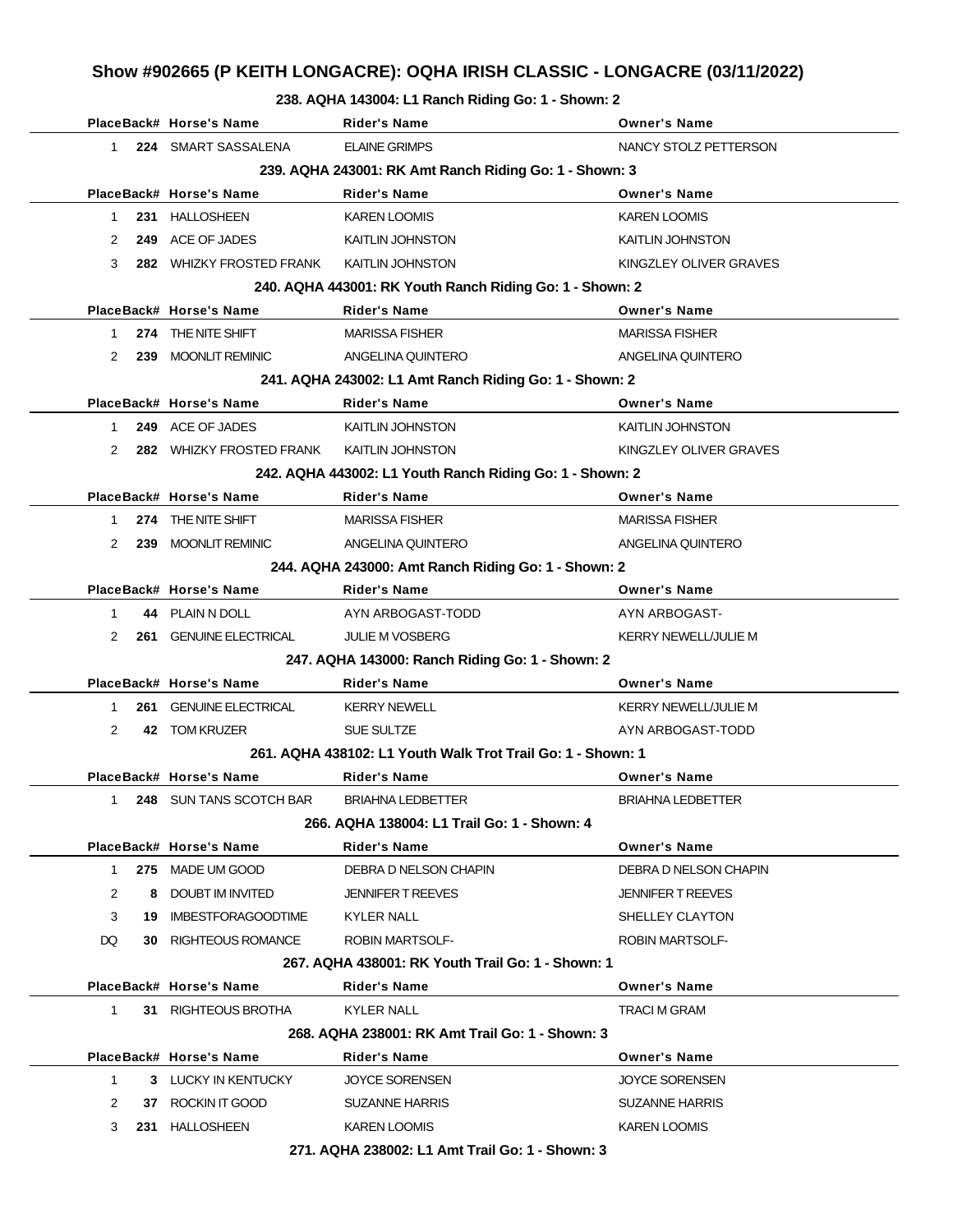## Show #902665 (P KEITH LONGACRE): OQHA IRISH CLASSIC - LONGACRE (03/11/2022)

### 238. AQHA 143004: L1 Ranch Riding Go: 1 - Shown: 2

| Place | Back# | Horse's Name | Rider's Name | Owner's Name |
|---|---|---|---|---|
| 1 | 224 | SMART SASSALENA | ELAINE GRIMPS | NANCY STOLZ PETTERSON |

### 239. AQHA 243001: RK Amt Ranch Riding Go: 1 - Shown: 3

| Place | Back# | Horse's Name | Rider's Name | Owner's Name |
|---|---|---|---|---|
| 1 | 231 | HALLOSHEEN | KAREN LOOMIS | KAREN LOOMIS |
| 2 | 249 | ACE OF JADES | KAITLIN JOHNSTON | KAITLIN JOHNSTON |
| 3 | 282 | WHIZKY FROSTED FRANK | KAITLIN JOHNSTON | KINGZLEY OLIVER GRAVES |

### 240. AQHA 443001: RK Youth Ranch Riding Go: 1 - Shown: 2

| Place | Back# | Horse's Name | Rider's Name | Owner's Name |
|---|---|---|---|---|
| 1 | 274 | THE NITE SHIFT | MARISSA FISHER | MARISSA FISHER |
| 2 | 239 | MOONLIT REMINIC | ANGELINA QUINTERO | ANGELINA QUINTERO |

### 241. AQHA 243002: L1 Amt Ranch Riding Go: 1 - Shown: 2

| Place | Back# | Horse's Name | Rider's Name | Owner's Name |
|---|---|---|---|---|
| 1 | 249 | ACE OF JADES | KAITLIN JOHNSTON | KAITLIN JOHNSTON |
| 2 | 282 | WHIZKY FROSTED FRANK | KAITLIN JOHNSTON | KINGZLEY OLIVER GRAVES |

### 242. AQHA 443002: L1 Youth Ranch Riding Go: 1 - Shown: 2

| Place | Back# | Horse's Name | Rider's Name | Owner's Name |
|---|---|---|---|---|
| 1 | 274 | THE NITE SHIFT | MARISSA FISHER | MARISSA FISHER |
| 2 | 239 | MOONLIT REMINIC | ANGELINA QUINTERO | ANGELINA QUINTERO |

### 244. AQHA 243000: Amt Ranch Riding Go: 1 - Shown: 2

| Place | Back# | Horse's Name | Rider's Name | Owner's Name |
|---|---|---|---|---|
| 1 | 44 | PLAIN N DOLL | AYN ARBOGAST-TODD | AYN ARBOGAST- |
| 2 | 261 | GENUINE ELECTRICAL | JULIE M VOSBERG | KERRY NEWELL/JULIE M |

### 247. AQHA 143000: Ranch Riding Go: 1 - Shown: 2

| Place | Back# | Horse's Name | Rider's Name | Owner's Name |
|---|---|---|---|---|
| 1 | 261 | GENUINE ELECTRICAL | KERRY NEWELL | KERRY NEWELL/JULIE M |
| 2 | 42 | TOM KRUZER | SUE SULTZE | AYN ARBOGAST-TODD |

### 261. AQHA 438102: L1 Youth Walk Trot Trail Go: 1 - Shown: 1

| Place | Back# | Horse's Name | Rider's Name | Owner's Name |
|---|---|---|---|---|
| 1 | 248 | SUN TANS SCOTCH BAR | BRIAHNA LEDBETTER | BRIAHNA LEDBETTER |

### 266. AQHA 138004: L1 Trail Go: 1 - Shown: 4

| Place | Back# | Horse's Name | Rider's Name | Owner's Name |
|---|---|---|---|---|
| 1 | 275 | MADE UM GOOD | DEBRA D NELSON CHAPIN | DEBRA D NELSON CHAPIN |
| 2 | 8 | DOUBT IM INVITED | JENNIFER T REEVES | JENNIFER T REEVES |
| 3 | 19 | IMBESTFORAGOODTIME | KYLER NALL | SHELLEY CLAYTON |
| DQ | 30 | RIGHTEOUS ROMANCE | ROBIN MARTSOLF- | ROBIN MARTSOLF- |

### 267. AQHA 438001: RK Youth Trail Go: 1 - Shown: 1

| Place | Back# | Horse's Name | Rider's Name | Owner's Name |
|---|---|---|---|---|
| 1 | 31 | RIGHTEOUS BROTHA | KYLER NALL | TRACI M GRAM |

### 268. AQHA 238001: RK Amt Trail Go: 1 - Shown: 3

| Place | Back# | Horse's Name | Rider's Name | Owner's Name |
|---|---|---|---|---|
| 1 | 3 | LUCKY IN KENTUCKY | JOYCE SORENSEN | JOYCE SORENSEN |
| 2 | 37 | ROCKIN IT GOOD | SUZANNE HARRIS | SUZANNE HARRIS |
| 3 | 231 | HALLOSHEEN | KAREN LOOMIS | KAREN LOOMIS |

### 271. AQHA 238002: L1 Amt Trail Go: 1 - Shown: 3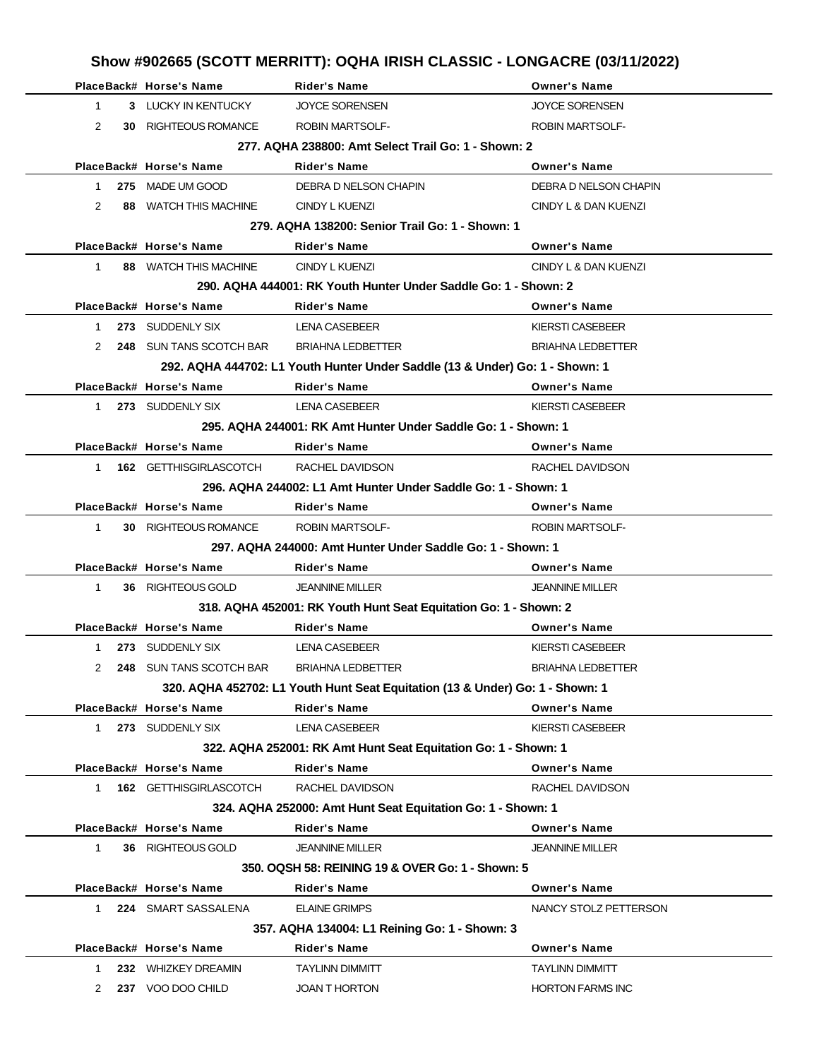# Show #902665 (SCOTT MERRITT): OQHA IRISH CLASSIC - LONGACRE (03/11/2022)

| Place | Back# | Horse's Name | Rider's Name | Owner's Name |
|---|---|---|---|---|
| 1 | 3 | LUCKY IN KENTUCKY | JOYCE SORENSEN | JOYCE SORENSEN |
| 2 | 30 | RIGHTEOUS ROMANCE | ROBIN MARTSOLF- | ROBIN MARTSOLF- |

### 277. AQHA 238800: Amt Select Trail Go: 1 - Shown: 2

| Place | Back# | Horse's Name | Rider's Name | Owner's Name |
|---|---|---|---|---|
| 1 | 275 | MADE UM GOOD | DEBRA D NELSON CHAPIN | DEBRA D NELSON CHAPIN |
| 2 | 88 | WATCH THIS MACHINE | CINDY L KUENZI | CINDY L & DAN KUENZI |

### 279. AQHA 138200: Senior Trail Go: 1 - Shown: 1

| Place | Back# | Horse's Name | Rider's Name | Owner's Name |
|---|---|---|---|---|
| 1 | 88 | WATCH THIS MACHINE | CINDY L KUENZI | CINDY L & DAN KUENZI |

### 290. AQHA 444001: RK Youth Hunter Under Saddle Go: 1 - Shown: 2

| Place | Back# | Horse's Name | Rider's Name | Owner's Name |
|---|---|---|---|---|
| 1 | 273 | SUDDENLY SIX | LENA CASEBEER | KIERSTI CASEBEER |
| 2 | 248 | SUN TANS SCOTCH BAR | BRIAHNA LEDBETTER | BRIAHNA LEDBETTER |

### 292. AQHA 444702: L1 Youth Hunter Under Saddle (13 & Under) Go: 1 - Shown: 1

| Place | Back# | Horse's Name | Rider's Name | Owner's Name |
|---|---|---|---|---|
| 1 | 273 | SUDDENLY SIX | LENA CASEBEER | KIERSTI CASEBEER |

### 295. AQHA 244001: RK Amt Hunter Under Saddle Go: 1 - Shown: 1

| Place | Back# | Horse's Name | Rider's Name | Owner's Name |
|---|---|---|---|---|
| 1 | 162 | GETTHISGIRLASCOTCH | RACHEL DAVIDSON | RACHEL DAVIDSON |

### 296. AQHA 244002: L1 Amt Hunter Under Saddle Go: 1 - Shown: 1

| Place | Back# | Horse's Name | Rider's Name | Owner's Name |
|---|---|---|---|---|
| 1 | 30 | RIGHTEOUS ROMANCE | ROBIN MARTSOLF- | ROBIN MARTSOLF- |

### 297. AQHA 244000: Amt Hunter Under Saddle Go: 1 - Shown: 1

| Place | Back# | Horse's Name | Rider's Name | Owner's Name |
|---|---|---|---|---|
| 1 | 36 | RIGHTEOUS GOLD | JEANNINE MILLER | JEANNINE MILLER |

### 318. AQHA 452001: RK Youth Hunt Seat Equitation Go: 1 - Shown: 2

| Place | Back# | Horse's Name | Rider's Name | Owner's Name |
|---|---|---|---|---|
| 1 | 273 | SUDDENLY SIX | LENA CASEBEER | KIERSTI CASEBEER |
| 2 | 248 | SUN TANS SCOTCH BAR | BRIAHNA LEDBETTER | BRIAHNA LEDBETTER |

### 320. AQHA 452702: L1 Youth Hunt Seat Equitation (13 & Under) Go: 1 - Shown: 1

| Place | Back# | Horse's Name | Rider's Name | Owner's Name |
|---|---|---|---|---|
| 1 | 273 | SUDDENLY SIX | LENA CASEBEER | KIERSTI CASEBEER |

### 322. AQHA 252001: RK Amt Hunt Seat Equitation Go: 1 - Shown: 1

| Place | Back# | Horse's Name | Rider's Name | Owner's Name |
|---|---|---|---|---|
| 1 | 162 | GETTHISGIRLASCOTCH | RACHEL DAVIDSON | RACHEL DAVIDSON |

### 324. AQHA 252000: Amt Hunt Seat Equitation Go: 1 - Shown: 1

| Place | Back# | Horse's Name | Rider's Name | Owner's Name |
|---|---|---|---|---|
| 1 | 36 | RIGHTEOUS GOLD | JEANNINE MILLER | JEANNINE MILLER |

### 350. OQSH 58: REINING 19 & OVER Go: 1 - Shown: 5

| Place | Back# | Horse's Name | Rider's Name | Owner's Name |
|---|---|---|---|---|
| 1 | 224 | SMART SASSALENA | ELAINE GRIMPS | NANCY STOLZ PETTERSON |

### 357. AQHA 134004: L1 Reining Go: 1 - Shown: 3

| Place | Back# | Horse's Name | Rider's Name | Owner's Name |
|---|---|---|---|---|
| 1 | 232 | WHIZKEY DREAMIN | TAYLINN DIMMITT | TAYLINN DIMMITT |
| 2 | 237 | VOO DOO CHILD | JOAN T HORTON | HORTON FARMS INC |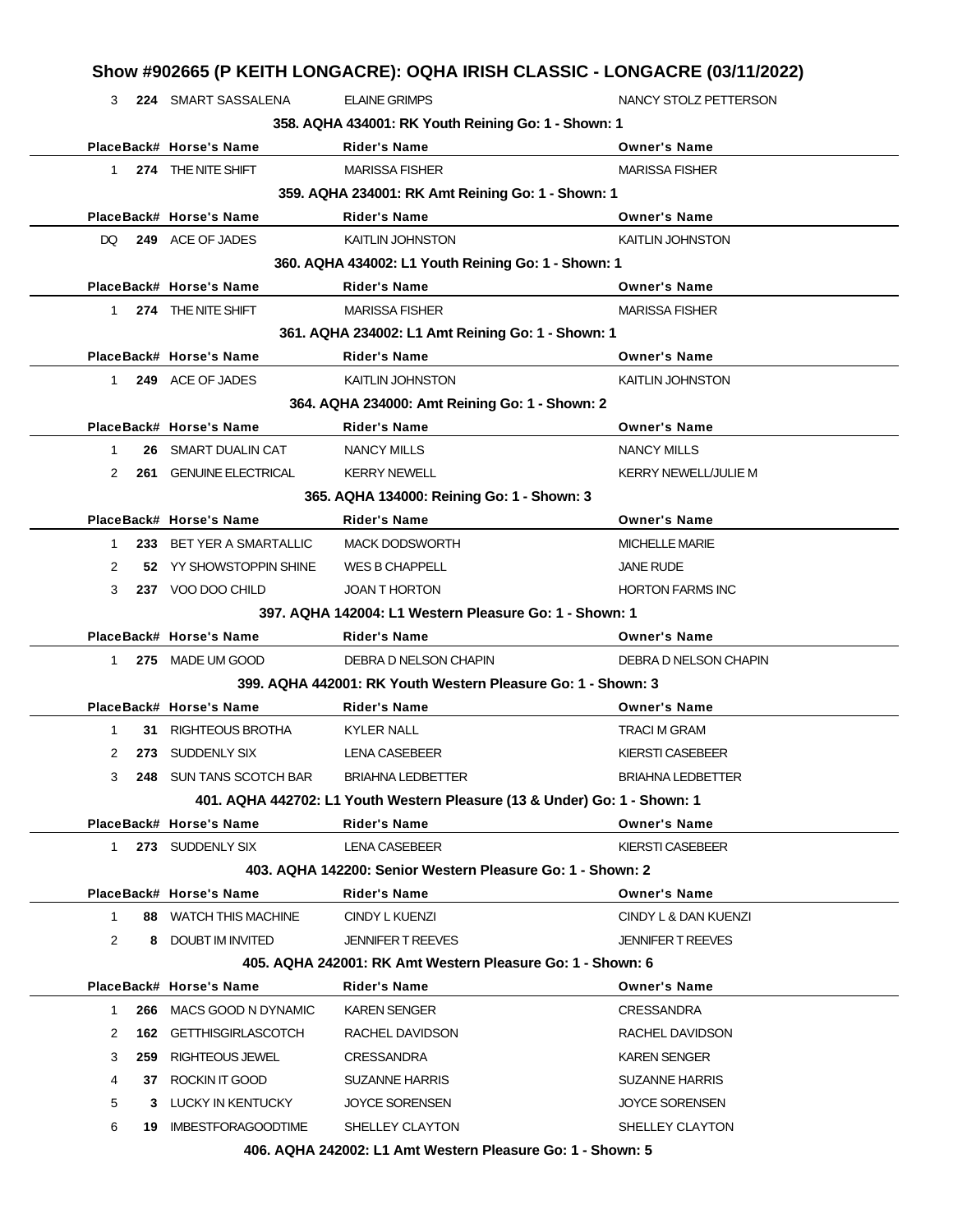# Show #902665 (P KEITH LONGACRE): OQHA IRISH CLASSIC - LONGACRE (03/11/2022)

| Place | Back# | Horse's Name | Rider's Name | Owner's Name |
|---|---|---|---|---|
| 3 | 224 | SMART SASSALENA | ELAINE GRIMPS | NANCY STOLZ PETTERSON |

### 358. AQHA 434001: RK Youth Reining Go: 1 - Shown: 1

| Place | Back# | Horse's Name | Rider's Name | Owner's Name |
|---|---|---|---|---|
| 1 | 274 | THE NITE SHIFT | MARISSA FISHER | MARISSA FISHER |

### 359. AQHA 234001: RK Amt Reining Go: 1 - Shown: 1

| Place | Back# | Horse's Name | Rider's Name | Owner's Name |
|---|---|---|---|---|
| DQ | 249 | ACE OF JADES | KAITLIN JOHNSTON | KAITLIN JOHNSTON |

### 360. AQHA 434002: L1 Youth Reining Go: 1 - Shown: 1

| Place | Back# | Horse's Name | Rider's Name | Owner's Name |
|---|---|---|---|---|
| 1 | 274 | THE NITE SHIFT | MARISSA FISHER | MARISSA FISHER |

### 361. AQHA 234002: L1 Amt Reining Go: 1 - Shown: 1

| Place | Back# | Horse's Name | Rider's Name | Owner's Name |
|---|---|---|---|---|
| 1 | 249 | ACE OF JADES | KAITLIN JOHNSTON | KAITLIN JOHNSTON |

### 364. AQHA 234000: Amt Reining Go: 1 - Shown: 2

| Place | Back# | Horse's Name | Rider's Name | Owner's Name |
|---|---|---|---|---|
| 1 | 26 | SMART DUALIN CAT | NANCY MILLS | NANCY MILLS |
| 2 | 261 | GENUINE ELECTRICAL | KERRY NEWELL | KERRY NEWELL/JULIE M |

### 365. AQHA 134000: Reining Go: 1 - Shown: 3

| Place | Back# | Horse's Name | Rider's Name | Owner's Name |
|---|---|---|---|---|
| 1 | 233 | BET YER A SMARTALLIC | MACK DODSWORTH | MICHELLE MARIE |
| 2 | 52 | YY SHOWSTOPPIN SHINE | WES B CHAPPELL | JANE RUDE |
| 3 | 237 | VOO DOO CHILD | JOAN T HORTON | HORTON FARMS INC |

### 397. AQHA 142004: L1 Western Pleasure Go: 1 - Shown: 1

| Place | Back# | Horse's Name | Rider's Name | Owner's Name |
|---|---|---|---|---|
| 1 | 275 | MADE UM GOOD | DEBRA D NELSON CHAPIN | DEBRA D NELSON CHAPIN |

### 399. AQHA 442001: RK Youth Western Pleasure Go: 1 - Shown: 3

| Place | Back# | Horse's Name | Rider's Name | Owner's Name |
|---|---|---|---|---|
| 1 | 31 | RIGHTEOUS BROTHA | KYLER NALL | TRACI M GRAM |
| 2 | 273 | SUDDENLY SIX | LENA CASEBEER | KIERSTI CASEBEER |
| 3 | 248 | SUN TANS SCOTCH BAR | BRIAHNA LEDBETTER | BRIAHNA LEDBETTER |

### 401. AQHA 442702: L1 Youth Western Pleasure (13 & Under) Go: 1 - Shown: 1

| Place | Back# | Horse's Name | Rider's Name | Owner's Name |
|---|---|---|---|---|
| 1 | 273 | SUDDENLY SIX | LENA CASEBEER | KIERSTI CASEBEER |

### 403. AQHA 142200: Senior Western Pleasure Go: 1 - Shown: 2

| Place | Back# | Horse's Name | Rider's Name | Owner's Name |
|---|---|---|---|---|
| 1 | 88 | WATCH THIS MACHINE | CINDY L KUENZI | CINDY L & DAN KUENZI |
| 2 | 8 | DOUBT IM INVITED | JENNIFER T REEVES | JENNIFER T REEVES |

### 405. AQHA 242001: RK Amt Western Pleasure Go: 1 - Shown: 6

| Place | Back# | Horse's Name | Rider's Name | Owner's Name |
|---|---|---|---|---|
| 1 | 266 | MACS GOOD N DYNAMIC | KAREN SENGER | CRESSANDRA |
| 2 | 162 | GETTHISGIRLASCOTCH | RACHEL DAVIDSON | RACHEL DAVIDSON |
| 3 | 259 | RIGHTEOUS JEWEL | CRESSANDRA | KAREN SENGER |
| 4 | 37 | ROCKIN IT GOOD | SUZANNE HARRIS | SUZANNE HARRIS |
| 5 | 3 | LUCKY IN KENTUCKY | JOYCE SORENSEN | JOYCE SORENSEN |
| 6 | 19 | IMBESTFORAGOODTIME | SHELLEY CLAYTON | SHELLEY CLAYTON |

### 406. AQHA 242002: L1 Amt Western Pleasure Go: 1 - Shown: 5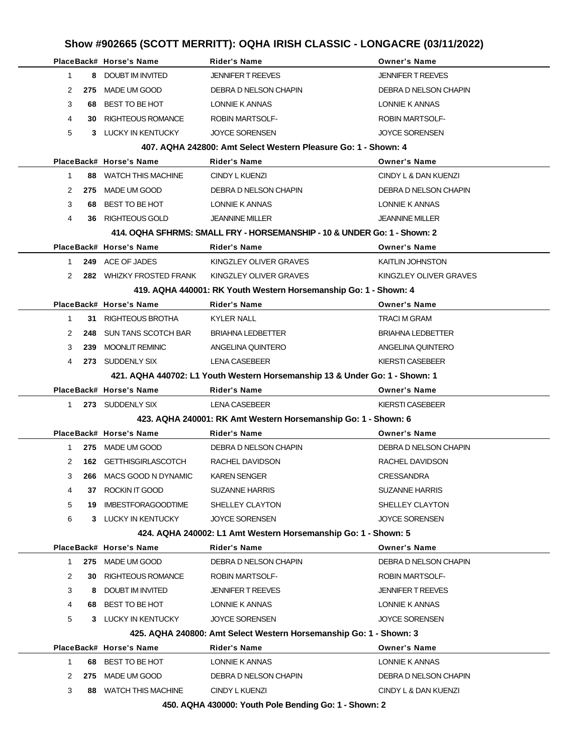# Show #902665 (SCOTT MERRITT): OQHA IRISH CLASSIC - LONGACRE (03/11/2022)

| Place | Back# | Horse's Name | Rider's Name | Owner's Name |
|---|---|---|---|---|
| 1 | 8 | DOUBT IM INVITED | JENNIFER T REEVES | JENNIFER T REEVES |
| 2 | 275 | MADE UM GOOD | DEBRA D NELSON CHAPIN | DEBRA D NELSON CHAPIN |
| 3 | 68 | BEST TO BE HOT | LONNIE K ANNAS | LONNIE K ANNAS |
| 4 | 30 | RIGHTEOUS ROMANCE | ROBIN MARTSOLF- | ROBIN MARTSOLF- |
| 5 | 3 | LUCKY IN KENTUCKY | JOYCE SORENSEN | JOYCE SORENSEN |

### 407. AQHA 242800: Amt Select Western Pleasure Go: 1 - Shown: 4

| Place | Back# | Horse's Name | Rider's Name | Owner's Name |
|---|---|---|---|---|
| 1 | 88 | WATCH THIS MACHINE | CINDY L KUENZI | CINDY L & DAN KUENZI |
| 2 | 275 | MADE UM GOOD | DEBRA D NELSON CHAPIN | DEBRA D NELSON CHAPIN |
| 3 | 68 | BEST TO BE HOT | LONNIE K ANNAS | LONNIE K ANNAS |
| 4 | 36 | RIGHTEOUS GOLD | JEANNINE MILLER | JEANNINE MILLER |

### 414. OQHA SFHRMS: SMALL FRY - HORSEMANSHIP - 10 & UNDER Go: 1 - Shown: 2

| Place | Back# | Horse's Name | Rider's Name | Owner's Name |
|---|---|---|---|---|
| 1 | 249 | ACE OF JADES | KINGZLEY OLIVER GRAVES | KAITLIN JOHNSTON |
| 2 | 282 | WHIZKY FROSTED FRANK | KINGZLEY OLIVER GRAVES | KINGZLEY OLIVER GRAVES |

### 419. AQHA 440001: RK Youth Western Horsemanship Go: 1 - Shown: 4

| Place | Back# | Horse's Name | Rider's Name | Owner's Name |
|---|---|---|---|---|
| 1 | 31 | RIGHTEOUS BROTHA | KYLER NALL | TRACI M GRAM |
| 2 | 248 | SUN TANS SCOTCH BAR | BRIAHNA LEDBETTER | BRIAHNA LEDBETTER |
| 3 | 239 | MOONLIT REMINIC | ANGELINA QUINTERO | ANGELINA QUINTERO |
| 4 | 273 | SUDDENLY SIX | LENA CASEBEER | KIERSTI CASEBEER |

### 421. AQHA 440702: L1 Youth Western Horsemanship 13 & Under Go: 1 - Shown: 1

| Place | Back# | Horse's Name | Rider's Name | Owner's Name |
|---|---|---|---|---|
| 1 | 273 | SUDDENLY SIX | LENA CASEBEER | KIERSTI CASEBEER |

### 423. AQHA 240001: RK Amt Western Horsemanship Go: 1 - Shown: 6

| Place | Back# | Horse's Name | Rider's Name | Owner's Name |
|---|---|---|---|---|
| 1 | 275 | MADE UM GOOD | DEBRA D NELSON CHAPIN | DEBRA D NELSON CHAPIN |
| 2 | 162 | GETTHISGIRLASCOTCH | RACHEL DAVIDSON | RACHEL DAVIDSON |
| 3 | 266 | MACS GOOD N DYNAMIC | KAREN SENGER | CRESSANDRA |
| 4 | 37 | ROCKIN IT GOOD | SUZANNE HARRIS | SUZANNE HARRIS |
| 5 | 19 | IMBESTFORAGOODTIME | SHELLEY CLAYTON | SHELLEY CLAYTON |
| 6 | 3 | LUCKY IN KENTUCKY | JOYCE SORENSEN | JOYCE SORENSEN |

### 424. AQHA 240002: L1 Amt Western Horsemanship Go: 1 - Shown: 5

| Place | Back# | Horse's Name | Rider's Name | Owner's Name |
|---|---|---|---|---|
| 1 | 275 | MADE UM GOOD | DEBRA D NELSON CHAPIN | DEBRA D NELSON CHAPIN |
| 2 | 30 | RIGHTEOUS ROMANCE | ROBIN MARTSOLF- | ROBIN MARTSOLF- |
| 3 | 8 | DOUBT IM INVITED | JENNIFER T REEVES | JENNIFER T REEVES |
| 4 | 68 | BEST TO BE HOT | LONNIE K ANNAS | LONNIE K ANNAS |
| 5 | 3 | LUCKY IN KENTUCKY | JOYCE SORENSEN | JOYCE SORENSEN |

### 425. AQHA 240800: Amt Select Western Horsemanship Go: 1 - Shown: 3

| Place | Back# | Horse's Name | Rider's Name | Owner's Name |
|---|---|---|---|---|
| 1 | 68 | BEST TO BE HOT | LONNIE K ANNAS | LONNIE K ANNAS |
| 2 | 275 | MADE UM GOOD | DEBRA D NELSON CHAPIN | DEBRA D NELSON CHAPIN |
| 3 | 88 | WATCH THIS MACHINE | CINDY L KUENZI | CINDY L & DAN KUENZI |

### 450. AQHA 430000: Youth Pole Bending Go: 1 - Shown: 2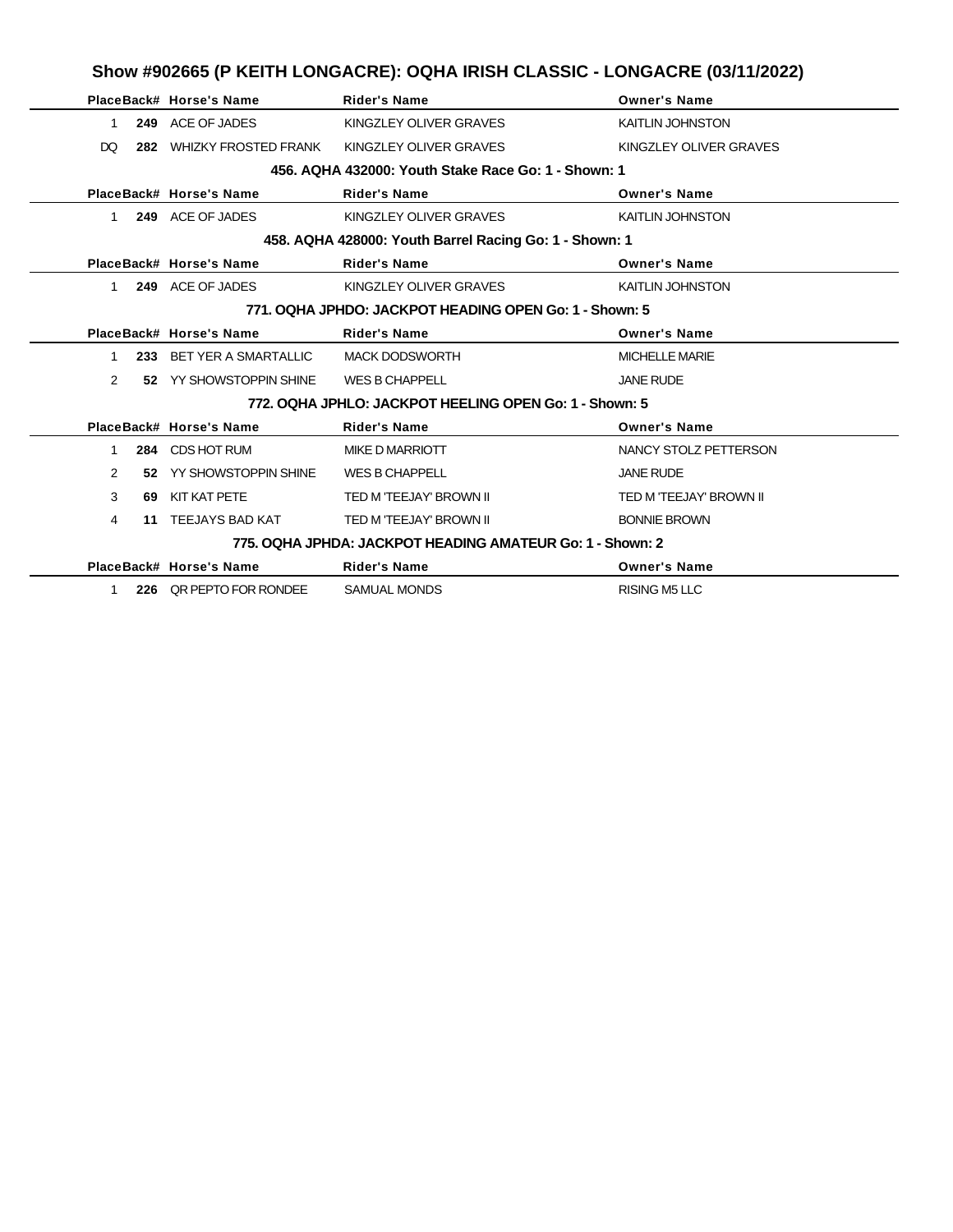# Show #902665 (P KEITH LONGACRE): OQHA IRISH CLASSIC - LONGACRE (03/11/2022)

| Place | Back# | Horse's Name | Rider's Name | Owner's Name |
|---|---|---|---|---|
| 1 | **249** | ACE OF JADES | KINGZLEY OLIVER GRAVES | KAITLIN JOHNSTON |
| DQ | **282** | WHIZKY FROSTED FRANK | KINGZLEY OLIVER GRAVES | KINGZLEY OLIVER GRAVES |

### 456. AQHA 432000: Youth Stake Race Go: 1 - Shown: 1

| Place | Back# | Horse's Name | Rider's Name | Owner's Name |
|---|---|---|---|---|
| 1 | **249** | ACE OF JADES | KINGZLEY OLIVER GRAVES | KAITLIN JOHNSTON |

### 458. AQHA 428000: Youth Barrel Racing Go: 1 - Shown: 1

| Place | Back# | Horse's Name | Rider's Name | Owner's Name |
|---|---|---|---|---|
| 1 | **249** | ACE OF JADES | KINGZLEY OLIVER GRAVES | KAITLIN JOHNSTON |

### 771. OQHA JPHDO: JACKPOT HEADING OPEN Go: 1 - Shown: 5

| Place | Back# | Horse's Name | Rider's Name | Owner's Name |
|---|---|---|---|---|
| 1 | **233** | BET YER A SMARTALLIC | MACK DODSWORTH | MICHELLE MARIE |
| 2 | **52** | YY SHOWSTOPPIN SHINE | WES B CHAPPELL | JANE RUDE |

### 772. OQHA JPHLO: JACKPOT HEELING OPEN Go: 1 - Shown: 5

| Place | Back# | Horse's Name | Rider's Name | Owner's Name |
|---|---|---|---|---|
| 1 | **284** | CDS HOT RUM | MIKE D MARRIOTT | NANCY STOLZ PETTERSON |
| 2 | **52** | YY SHOWSTOPPIN SHINE | WES B CHAPPELL | JANE RUDE |
| 3 | **69** | KIT KAT PETE | TED M 'TEEJAY' BROWN II | TED M 'TEEJAY' BROWN II |
| 4 | **11** | TEEJAYS BAD KAT | TED M 'TEEJAY' BROWN II | BONNIE BROWN |

### 775. OQHA JPHDA: JACKPOT HEADING AMATEUR Go: 1 - Shown: 2

| Place | Back# | Horse's Name | Rider's Name | Owner's Name |
|---|---|---|---|---|
| 1 | **226** | QR PEPTO FOR RONDEE | SAMUAL MONDS | RISING M5 LLC |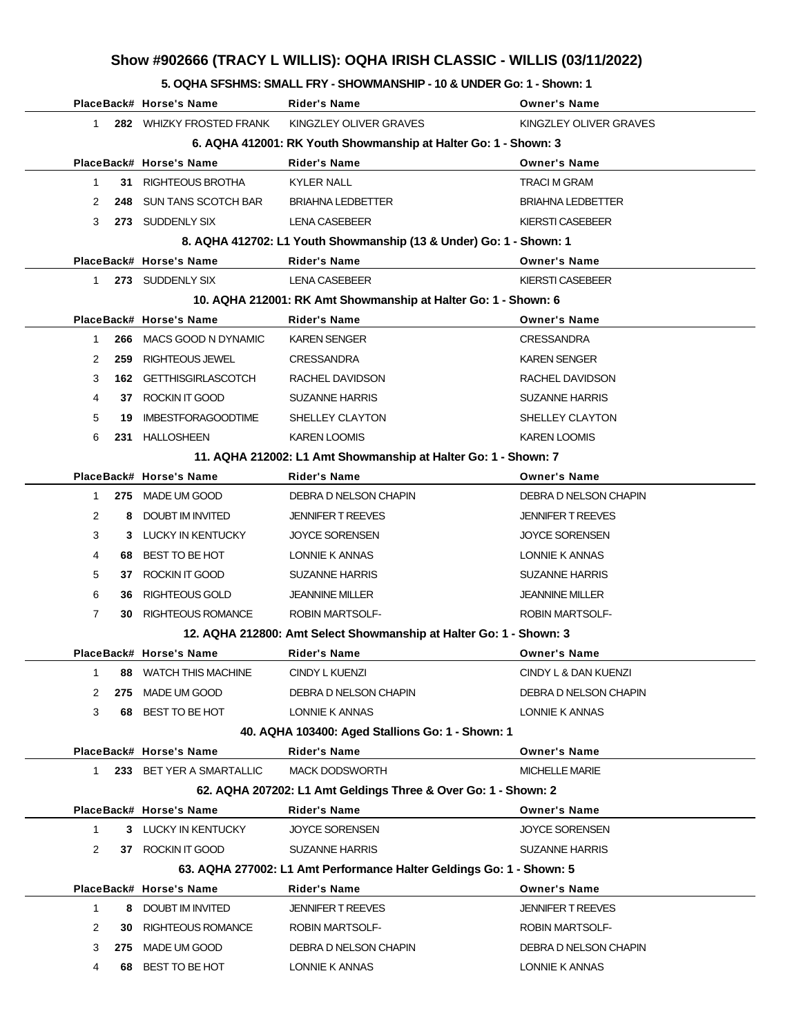# Show #902666 (TRACY L WILLIS): OQHA IRISH CLASSIC - WILLIS (03/11/2022)

### 5. OQHA SFSHMS: SMALL FRY - SHOWMANSHIP - 10 & UNDER Go: 1 - Shown: 1

| Place | Back# | Horse's Name | Rider's Name | Owner's Name |
|---|---|---|---|---|
| 1 | 282 | WHIZKY FROSTED FRANK | KINGZLEY OLIVER GRAVES | KINGZLEY OLIVER GRAVES |

### 6. AQHA 412001: RK Youth Showmanship at Halter Go: 1 - Shown: 3

| Place | Back# | Horse's Name | Rider's Name | Owner's Name |
|---|---|---|---|---|
| 1 | 31 | RIGHTEOUS BROTHA | KYLER NALL | TRACI M GRAM |
| 2 | 248 | SUN TANS SCOTCH BAR | BRIAHNA LEDBETTER | BRIAHNA LEDBETTER |
| 3 | 273 | SUDDENLY SIX | LENA CASEBEER | KIERSTI CASEBEER |

### 8. AQHA 412702: L1 Youth Showmanship (13 & Under) Go: 1 - Shown: 1

| Place | Back# | Horse's Name | Rider's Name | Owner's Name |
|---|---|---|---|---|
| 1 | 273 | SUDDENLY SIX | LENA CASEBEER | KIERSTI CASEBEER |

### 10. AQHA 212001: RK Amt Showmanship at Halter Go: 1 - Shown: 6

| Place | Back# | Horse's Name | Rider's Name | Owner's Name |
|---|---|---|---|---|
| 1 | 266 | MACS GOOD N DYNAMIC | KAREN SENGER | CRESSANDRA |
| 2 | 259 | RIGHTEOUS JEWEL | CRESSANDRA | KAREN SENGER |
| 3 | 162 | GETTHISGIRLASCOTCH | RACHEL DAVIDSON | RACHEL DAVIDSON |
| 4 | 37 | ROCKIN IT GOOD | SUZANNE HARRIS | SUZANNE HARRIS |
| 5 | 19 | IMBESTFORAGOODTIME | SHELLEY CLAYTON | SHELLEY CLAYTON |
| 6 | 231 | HALLOSHEEN | KAREN LOOMIS | KAREN LOOMIS |

### 11. AQHA 212002: L1 Amt Showmanship at Halter Go: 1 - Shown: 7

| Place | Back# | Horse's Name | Rider's Name | Owner's Name |
|---|---|---|---|---|
| 1 | 275 | MADE UM GOOD | DEBRA D NELSON CHAPIN | DEBRA D NELSON CHAPIN |
| 2 | 8 | DOUBT IM INVITED | JENNIFER T REEVES | JENNIFER T REEVES |
| 3 | 3 | LUCKY IN KENTUCKY | JOYCE SORENSEN | JOYCE SORENSEN |
| 4 | 68 | BEST TO BE HOT | LONNIE K ANNAS | LONNIE K ANNAS |
| 5 | 37 | ROCKIN IT GOOD | SUZANNE HARRIS | SUZANNE HARRIS |
| 6 | 36 | RIGHTEOUS GOLD | JEANNINE MILLER | JEANNINE MILLER |
| 7 | 30 | RIGHTEOUS ROMANCE | ROBIN MARTSOLF- | ROBIN MARTSOLF- |

### 12. AQHA 212800: Amt Select Showmanship at Halter Go: 1 - Shown: 3

| Place | Back# | Horse's Name | Rider's Name | Owner's Name |
|---|---|---|---|---|
| 1 | 88 | WATCH THIS MACHINE | CINDY L KUENZI | CINDY L & DAN KUENZI |
| 2 | 275 | MADE UM GOOD | DEBRA D NELSON CHAPIN | DEBRA D NELSON CHAPIN |
| 3 | 68 | BEST TO BE HOT | LONNIE K ANNAS | LONNIE K ANNAS |

### 40. AQHA 103400: Aged Stallions Go: 1 - Shown: 1

| Place | Back# | Horse's Name | Rider's Name | Owner's Name |
|---|---|---|---|---|
| 1 | 233 | BET YER A SMARTALLIC | MACK DODSWORTH | MICHELLE MARIE |

### 62. AQHA 207202: L1 Amt Geldings Three & Over Go: 1 - Shown: 2

| Place | Back# | Horse's Name | Rider's Name | Owner's Name |
|---|---|---|---|---|
| 1 | 3 | LUCKY IN KENTUCKY | JOYCE SORENSEN | JOYCE SORENSEN |
| 2 | 37 | ROCKIN IT GOOD | SUZANNE HARRIS | SUZANNE HARRIS |

### 63. AQHA 277002: L1 Amt Performance Halter Geldings Go: 1 - Shown: 5

| Place | Back# | Horse's Name | Rider's Name | Owner's Name |
|---|---|---|---|---|
| 1 | 8 | DOUBT IM INVITED | JENNIFER T REEVES | JENNIFER T REEVES |
| 2 | 30 | RIGHTEOUS ROMANCE | ROBIN MARTSOLF- | ROBIN MARTSOLF- |
| 3 | 275 | MADE UM GOOD | DEBRA D NELSON CHAPIN | DEBRA D NELSON CHAPIN |
| 4 | 68 | BEST TO BE HOT | LONNIE K ANNAS | LONNIE K ANNAS |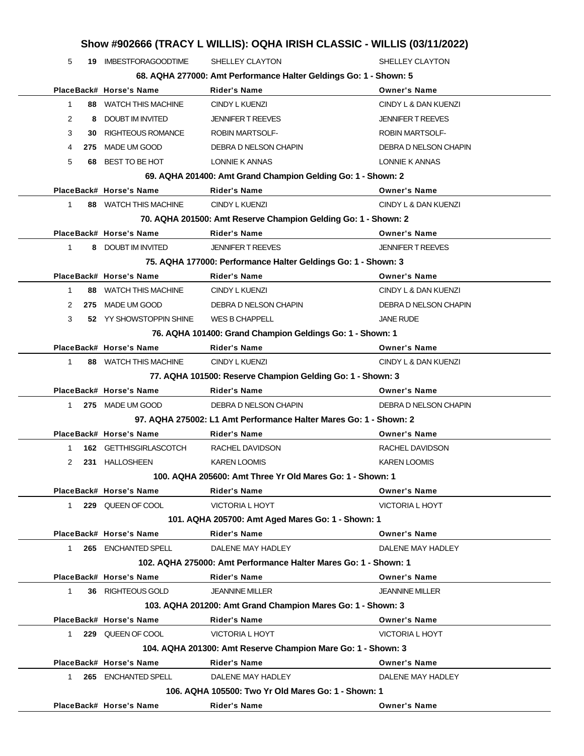## Show #902666 (TRACY L WILLIS): OQHA IRISH CLASSIC - WILLIS (03/11/2022)

| Place | Back# | Horse's Name | Rider's Name | Owner's Name |
|---|---|---|---|---|
| 5 | 19 | IMBESTFORAGOODTIME | SHELLEY CLAYTON | SHELLEY CLAYTON |

### 68. AQHA 277000: Amt Performance Halter Geldings Go: 1 - Shown: 5

| Place | Back# | Horse's Name | Rider's Name | Owner's Name |
|---|---|---|---|---|
| 1 | 88 | WATCH THIS MACHINE | CINDY L KUENZI | CINDY L & DAN KUENZI |
| 2 | 8 | DOUBT IM INVITED | JENNIFER T REEVES | JENNIFER T REEVES |
| 3 | 30 | RIGHTEOUS ROMANCE | ROBIN MARTSOLF- | ROBIN MARTSOLF- |
| 4 | 275 | MADE UM GOOD | DEBRA D NELSON CHAPIN | DEBRA D NELSON CHAPIN |
| 5 | 68 | BEST TO BE HOT | LONNIE K ANNAS | LONNIE K ANNAS |

### 69. AQHA 201400: Amt Grand Champion Gelding Go: 1 - Shown: 2

| Place | Back# | Horse's Name | Rider's Name | Owner's Name |
|---|---|---|---|---|
| 1 | 88 | WATCH THIS MACHINE | CINDY L KUENZI | CINDY L & DAN KUENZI |

### 70. AQHA 201500: Amt Reserve Champion Gelding Go: 1 - Shown: 2

| Place | Back# | Horse's Name | Rider's Name | Owner's Name |
|---|---|---|---|---|
| 1 | 8 | DOUBT IM INVITED | JENNIFER T REEVES | JENNIFER T REEVES |

### 75. AQHA 177000: Performance Halter Geldings Go: 1 - Shown: 3

| Place | Back# | Horse's Name | Rider's Name | Owner's Name |
|---|---|---|---|---|
| 1 | 88 | WATCH THIS MACHINE | CINDY L KUENZI | CINDY L & DAN KUENZI |
| 2 | 275 | MADE UM GOOD | DEBRA D NELSON CHAPIN | DEBRA D NELSON CHAPIN |
| 3 | 52 | YY SHOWSTOPPIN SHINE | WES B CHAPPELL | JANE RUDE |

### 76. AQHA 101400: Grand Champion Geldings Go: 1 - Shown: 1

| Place | Back# | Horse's Name | Rider's Name | Owner's Name |
|---|---|---|---|---|
| 1 | 88 | WATCH THIS MACHINE | CINDY L KUENZI | CINDY L & DAN KUENZI |

### 77. AQHA 101500: Reserve Champion Gelding Go: 1 - Shown: 3

| Place | Back# | Horse's Name | Rider's Name | Owner's Name |
|---|---|---|---|---|
| 1 | 275 | MADE UM GOOD | DEBRA D NELSON CHAPIN | DEBRA D NELSON CHAPIN |

### 97. AQHA 275002: L1 Amt Performance Halter Mares Go: 1 - Shown: 2

| Place | Back# | Horse's Name | Rider's Name | Owner's Name |
|---|---|---|---|---|
| 1 | 162 | GETTHISGIRLASCOTCH | RACHEL DAVIDSON | RACHEL DAVIDSON |
| 2 | 231 | HALLOSHEEN | KAREN LOOMIS | KAREN LOOMIS |

### 100. AQHA 205600: Amt Three Yr Old Mares Go: 1 - Shown: 1

| Place | Back# | Horse's Name | Rider's Name | Owner's Name |
|---|---|---|---|---|
| 1 | 229 | QUEEN OF COOL | VICTORIA L HOYT | VICTORIA L HOYT |

### 101. AQHA 205700: Amt Aged Mares Go: 1 - Shown: 1

| Place | Back# | Horse's Name | Rider's Name | Owner's Name |
|---|---|---|---|---|
| 1 | 265 | ENCHANTED SPELL | DALENE MAY HADLEY | DALENE MAY HADLEY |

### 102. AQHA 275000: Amt Performance Halter Mares Go: 1 - Shown: 1

| Place | Back# | Horse's Name | Rider's Name | Owner's Name |
|---|---|---|---|---|
| 1 | 36 | RIGHTEOUS GOLD | JEANNINE MILLER | JEANNINE MILLER |

### 103. AQHA 201200: Amt Grand Champion Mares Go: 1 - Shown: 3

| Place | Back# | Horse's Name | Rider's Name | Owner's Name |
|---|---|---|---|---|
| 1 | 229 | QUEEN OF COOL | VICTORIA L HOYT | VICTORIA L HOYT |

### 104. AQHA 201300: Amt Reserve Champion Mare Go: 1 - Shown: 3

| Place | Back# | Horse's Name | Rider's Name | Owner's Name |
|---|---|---|---|---|
| 1 | 265 | ENCHANTED SPELL | DALENE MAY HADLEY | DALENE MAY HADLEY |

### 106. AQHA 105500: Two Yr Old Mares Go: 1 - Shown: 1

| Place | Back# | Horse's Name | Rider's Name | Owner's Name |
|---|---|---|---|---|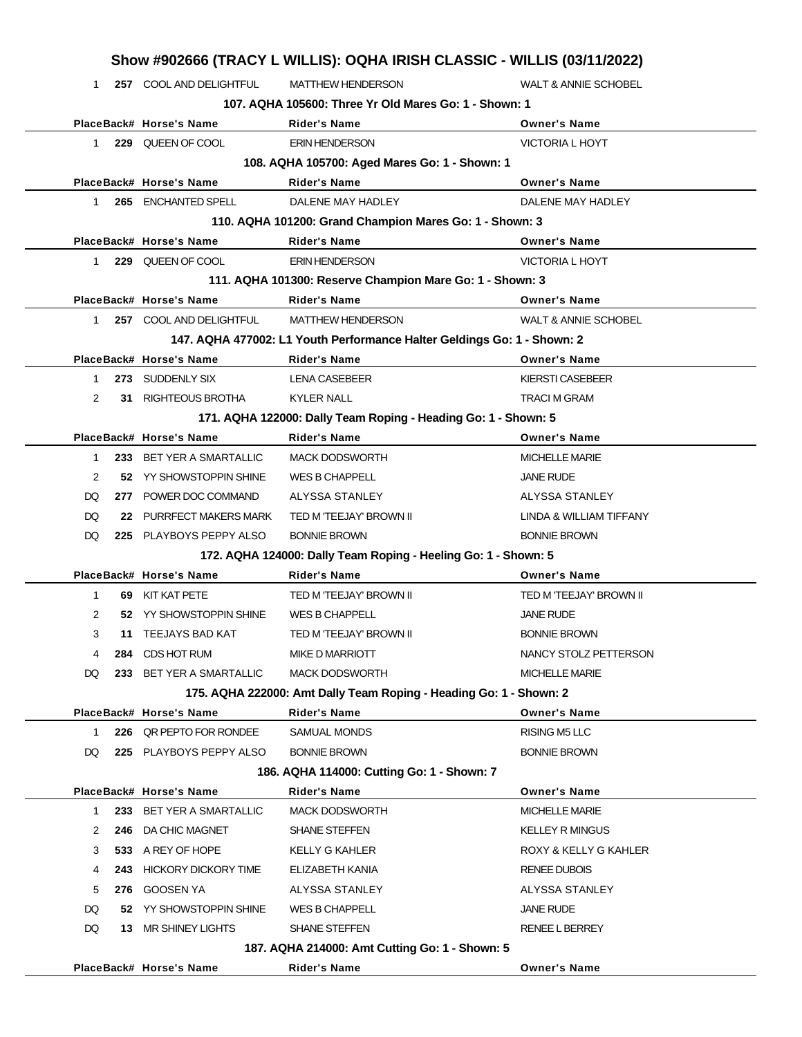**Show #902666 (TRACY L WILLIS): OQHA IRISH CLASSIC - WILLIS (03/11/2022)**

| Place | Back# | Horse's Name | Rider's Name | Owner's Name |
|---|---|---|---|---|
| 1 | 257 | COOL AND DELIGHTFUL | MATTHEW HENDERSON | WALT & ANNIE SCHOBEL |

**107. AQHA 105600: Three Yr Old Mares Go: 1 - Shown: 1**

| Place | Back# | Horse's Name | Rider's Name | Owner's Name |
|---|---|---|---|---|
| 1 | 229 | QUEEN OF COOL | ERIN HENDERSON | VICTORIA L HOYT |

**108. AQHA 105700: Aged Mares Go: 1 - Shown: 1**

| Place | Back# | Horse's Name | Rider's Name | Owner's Name |
|---|---|---|---|---|
| 1 | 265 | ENCHANTED SPELL | DALENE MAY HADLEY | DALENE MAY HADLEY |

**110. AQHA 101200: Grand Champion Mares Go: 1 - Shown: 3**

| Place | Back# | Horse's Name | Rider's Name | Owner's Name |
|---|---|---|---|---|
| 1 | 229 | QUEEN OF COOL | ERIN HENDERSON | VICTORIA L HOYT |

**111. AQHA 101300: Reserve Champion Mare Go: 1 - Shown: 3**

| Place | Back# | Horse's Name | Rider's Name | Owner's Name |
|---|---|---|---|---|
| 1 | 257 | COOL AND DELIGHTFUL | MATTHEW HENDERSON | WALT & ANNIE SCHOBEL |

**147. AQHA 477002: L1 Youth Performance Halter Geldings Go: 1 - Shown: 2**

| Place | Back# | Horse's Name | Rider's Name | Owner's Name |
|---|---|---|---|---|
| 1 | 273 | SUDDENLY SIX | LENA CASEBEER | KIERSTI CASEBEER |
| 2 | 31 | RIGHTEOUS BROTHA | KYLER NALL | TRACI M GRAM |

**171. AQHA 122000: Dally Team Roping - Heading Go: 1 - Shown: 5**

| Place | Back# | Horse's Name | Rider's Name | Owner's Name |
|---|---|---|---|---|
| 1 | 233 | BET YER A SMARTALLIC | MACK DODSWORTH | MICHELLE MARIE |
| 2 | 52 | YY SHOWSTOPPIN SHINE | WES B CHAPPELL | JANE RUDE |
| DQ | 277 | POWER DOC COMMAND | ALYSSA STANLEY | ALYSSA STANLEY |
| DQ | 22 | PURRFECT MAKERS MARK | TED M 'TEEJAY' BROWN II | LINDA & WILLIAM TIFFANY |
| DQ | 225 | PLAYBOYS PEPPY ALSO | BONNIE BROWN | BONNIE BROWN |

**172. AQHA 124000: Dally Team Roping - Heeling Go: 1 - Shown: 5**

| Place | Back# | Horse's Name | Rider's Name | Owner's Name |
|---|---|---|---|---|
| 1 | 69 | KIT KAT PETE | TED M 'TEEJAY' BROWN II | TED M 'TEEJAY' BROWN II |
| 2 | 52 | YY SHOWSTOPPIN SHINE | WES B CHAPPELL | JANE RUDE |
| 3 | 11 | TEEJAYS BAD KAT | TED M 'TEEJAY' BROWN II | BONNIE BROWN |
| 4 | 284 | CDS HOT RUM | MIKE D MARRIOTT | NANCY STOLZ PETTERSON |
| DQ | 233 | BET YER A SMARTALLIC | MACK DODSWORTH | MICHELLE MARIE |

**175. AQHA 222000: Amt Dally Team Roping - Heading Go: 1 - Shown: 2**

| Place | Back# | Horse's Name | Rider's Name | Owner's Name |
|---|---|---|---|---|
| 1 | 226 | QR PEPTO FOR RONDEE | SAMUAL MONDS | RISING M5 LLC |
| DQ | 225 | PLAYBOYS PEPPY ALSO | BONNIE BROWN | BONNIE BROWN |

**186. AQHA 114000: Cutting Go: 1 - Shown: 7**

| Place | Back# | Horse's Name | Rider's Name | Owner's Name |
|---|---|---|---|---|
| 1 | 233 | BET YER A SMARTALLIC | MACK DODSWORTH | MICHELLE MARIE |
| 2 | 246 | DA CHIC MAGNET | SHANE STEFFEN | KELLEY R MINGUS |
| 3 | 533 | A REY OF HOPE | KELLY G KAHLER | ROXY & KELLY G KAHLER |
| 4 | 243 | HICKORY DICKORY TIME | ELIZABETH KANIA | RENEE DUBOIS |
| 5 | 276 | GOOSEN YA | ALYSSA STANLEY | ALYSSA STANLEY |
| DQ | 52 | YY SHOWSTOPPIN SHINE | WES B CHAPPELL | JANE RUDE |
| DQ | 13 | MR SHINEY LIGHTS | SHANE STEFFEN | RENEE L BERREY |

**187. AQHA 214000: Amt Cutting Go: 1 - Shown: 5**

| Place | Back# | Horse's Name | Rider's Name | Owner's Name |
|---|---|---|---|---|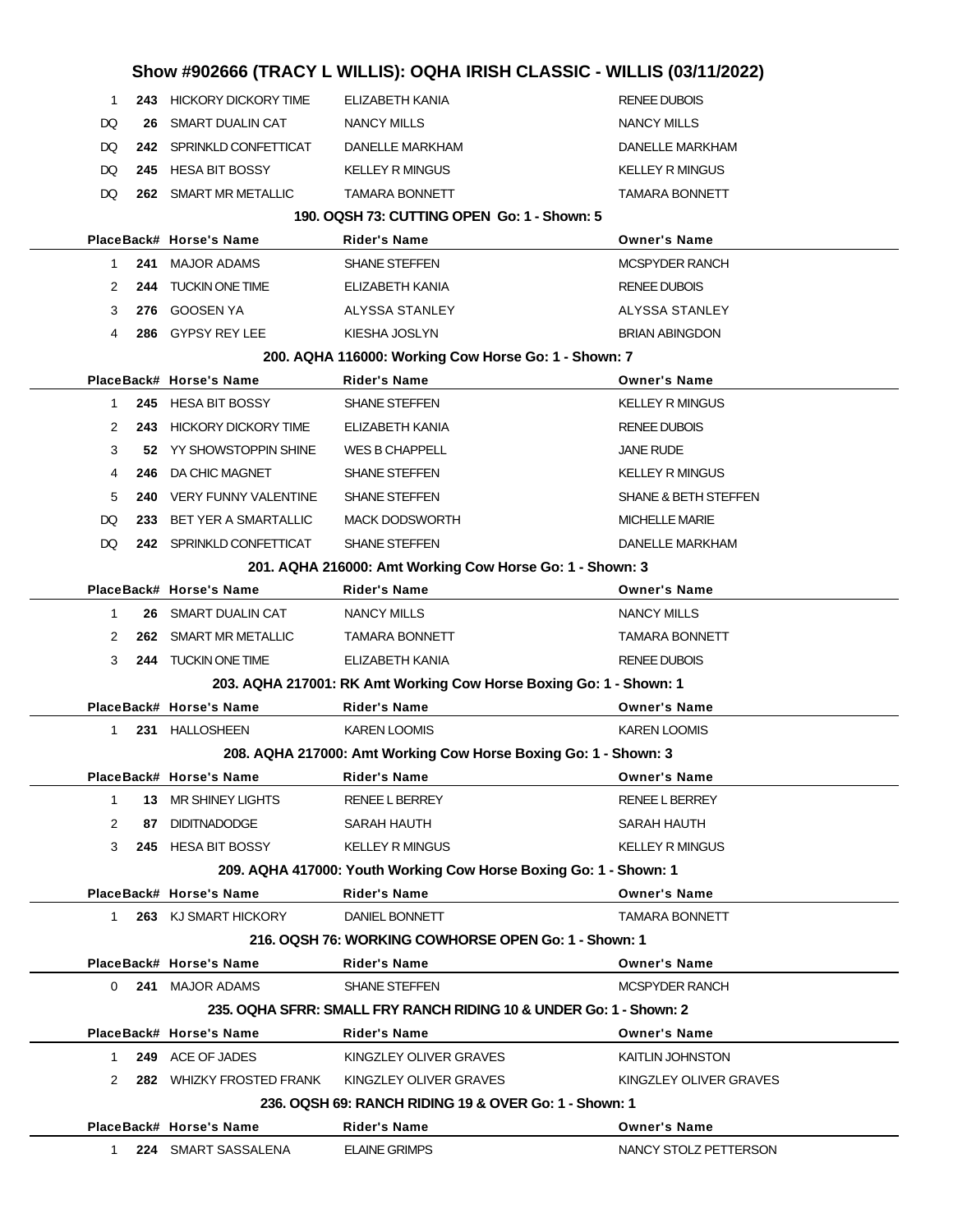## Show #902666 (TRACY L WILLIS): OQHA IRISH CLASSIC - WILLIS (03/11/2022)

| Place | Back# | Horse's Name | Rider's Name | Owner's Name |
|---|---|---|---|---|
| 1 | 243 | HICKORY DICKORY TIME | ELIZABETH KANIA | RENEE DUBOIS |
| DQ | 26 | SMART DUALIN CAT | NANCY MILLS | NANCY MILLS |
| DQ | 242 | SPRINKLD CONFETTICAT | DANELLE MARKHAM | DANELLE MARKHAM |
| DQ | 245 | HESA BIT BOSSY | KELLEY R MINGUS | KELLEY R MINGUS |
| DQ | 262 | SMART MR METALLIC | TAMARA BONNETT | TAMARA BONNETT |

### 190. OQSH 73: CUTTING OPEN Go: 1 - Shown: 5

| Place | Back# | Horse's Name | Rider's Name | Owner's Name |
|---|---|---|---|---|
| 1 | 241 | MAJOR ADAMS | SHANE STEFFEN | MCSPYDER RANCH |
| 2 | 244 | TUCKIN ONE TIME | ELIZABETH KANIA | RENEE DUBOIS |
| 3 | 276 | GOOSEN YA | ALYSSA STANLEY | ALYSSA STANLEY |
| 4 | 286 | GYPSY REY LEE | KIESHA JOSLYN | BRIAN ABINGDON |

### 200. AQHA 116000: Working Cow Horse Go: 1 - Shown: 7

| Place | Back# | Horse's Name | Rider's Name | Owner's Name |
|---|---|---|---|---|
| 1 | 245 | HESA BIT BOSSY | SHANE STEFFEN | KELLEY R MINGUS |
| 2 | 243 | HICKORY DICKORY TIME | ELIZABETH KANIA | RENEE DUBOIS |
| 3 | 52 | YY SHOWSTOPPIN SHINE | WES B CHAPPELL | JANE RUDE |
| 4 | 246 | DA CHIC MAGNET | SHANE STEFFEN | KELLEY R MINGUS |
| 5 | 240 | VERY FUNNY VALENTINE | SHANE STEFFEN | SHANE & BETH STEFFEN |
| DQ | 233 | BET YER A SMARTALLIC | MACK DODSWORTH | MICHELLE MARIE |
| DQ | 242 | SPRINKLD CONFETTICAT | SHANE STEFFEN | DANELLE MARKHAM |

### 201. AQHA 216000: Amt Working Cow Horse Go: 1 - Shown: 3

| Place | Back# | Horse's Name | Rider's Name | Owner's Name |
|---|---|---|---|---|
| 1 | 26 | SMART DUALIN CAT | NANCY MILLS | NANCY MILLS |
| 2 | 262 | SMART MR METALLIC | TAMARA BONNETT | TAMARA BONNETT |
| 3 | 244 | TUCKIN ONE TIME | ELIZABETH KANIA | RENEE DUBOIS |

### 203. AQHA 217001: RK Amt Working Cow Horse Boxing Go: 1 - Shown: 1

| Place | Back# | Horse's Name | Rider's Name | Owner's Name |
|---|---|---|---|---|
| 1 | 231 | HALLOSHEEN | KAREN LOOMIS | KAREN LOOMIS |

### 208. AQHA 217000: Amt Working Cow Horse Boxing Go: 1 - Shown: 3

| Place | Back# | Horse's Name | Rider's Name | Owner's Name |
|---|---|---|---|---|
| 1 | 13 | MR SHINEY LIGHTS | RENEE L BERREY | RENEE L BERREY |
| 2 | 87 | DIDITNADODGE | SARAH HAUTH | SARAH HAUTH |
| 3 | 245 | HESA BIT BOSSY | KELLEY R MINGUS | KELLEY R MINGUS |

### 209. AQHA 417000: Youth Working Cow Horse Boxing Go: 1 - Shown: 1

| Place | Back# | Horse's Name | Rider's Name | Owner's Name |
|---|---|---|---|---|
| 1 | 263 | KJ SMART HICKORY | DANIEL BONNETT | TAMARA BONNETT |

### 216. OQSH 76: WORKING COWHORSE OPEN Go: 1 - Shown: 1

| Place | Back# | Horse's Name | Rider's Name | Owner's Name |
|---|---|---|---|---|
| 0 | 241 | MAJOR ADAMS | SHANE STEFFEN | MCSPYDER RANCH |

### 235. OQHA SFRR: SMALL FRY RANCH RIDING 10 & UNDER Go: 1 - Shown: 2

| Place | Back# | Horse's Name | Rider's Name | Owner's Name |
|---|---|---|---|---|
| 1 | 249 | ACE OF JADES | KINGZLEY OLIVER GRAVES | KAITLIN JOHNSTON |
| 2 | 282 | WHIZKY FROSTED FRANK | KINGZLEY OLIVER GRAVES | KINGZLEY OLIVER GRAVES |

### 236. OQSH 69: RANCH RIDING 19 & OVER Go: 1 - Shown: 1

| Place | Back# | Horse's Name | Rider's Name | Owner's Name |
|---|---|---|---|---|
| 1 | 224 | SMART SASSALENA | ELAINE GRIMPS | NANCY STOLZ PETTERSON |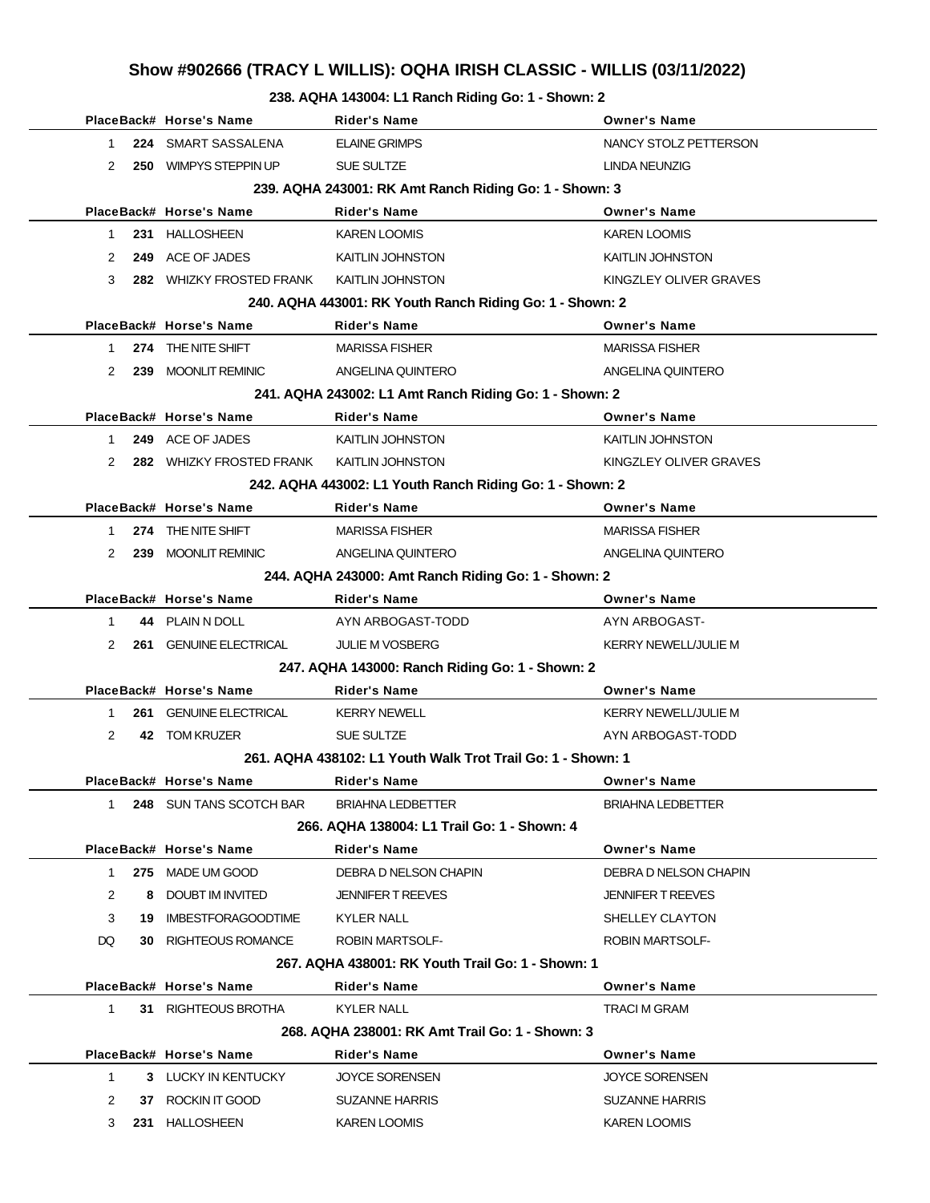# Show #902666 (TRACY L WILLIS): OQHA IRISH CLASSIC - WILLIS (03/11/2022)

### 238. AQHA 143004: L1 Ranch Riding Go: 1 - Shown: 2

| Place | Back# | Horse's Name | Rider's Name | Owner's Name |
|---|---|---|---|---|
| 1 | **224** | SMART SASSALENA | ELAINE GRIMPS | NANCY STOLZ PETTERSON |
| 2 | **250** | WIMPYS STEPPIN UP | SUE SULTZE | LINDA NEUNZIG |

### 239. AQHA 243001: RK Amt Ranch Riding Go: 1 - Shown: 3

| Place | Back# | Horse's Name | Rider's Name | Owner's Name |
|---|---|---|---|---|
| 1 | **231** | HALLOSHEEN | KAREN LOOMIS | KAREN LOOMIS |
| 2 | **249** | ACE OF JADES | KAITLIN JOHNSTON | KAITLIN JOHNSTON |
| 3 | **282** | WHIZKY FROSTED FRANK | KAITLIN JOHNSTON | KINGZLEY OLIVER GRAVES |

### 240. AQHA 443001: RK Youth Ranch Riding Go: 1 - Shown: 2

| Place | Back# | Horse's Name | Rider's Name | Owner's Name |
|---|---|---|---|---|
| 1 | **274** | THE NITE SHIFT | MARISSA FISHER | MARISSA FISHER |
| 2 | **239** | MOONLIT REMINIC | ANGELINA QUINTERO | ANGELINA QUINTERO |

### 241. AQHA 243002: L1 Amt Ranch Riding Go: 1 - Shown: 2

| Place | Back# | Horse's Name | Rider's Name | Owner's Name |
|---|---|---|---|---|
| 1 | **249** | ACE OF JADES | KAITLIN JOHNSTON | KAITLIN JOHNSTON |
| 2 | **282** | WHIZKY FROSTED FRANK | KAITLIN JOHNSTON | KINGZLEY OLIVER GRAVES |

### 242. AQHA 443002: L1 Youth Ranch Riding Go: 1 - Shown: 2

| Place | Back# | Horse's Name | Rider's Name | Owner's Name |
|---|---|---|---|---|
| 1 | **274** | THE NITE SHIFT | MARISSA FISHER | MARISSA FISHER |
| 2 | **239** | MOONLIT REMINIC | ANGELINA QUINTERO | ANGELINA QUINTERO |

### 244. AQHA 243000: Amt Ranch Riding Go: 1 - Shown: 2

| Place | Back# | Horse's Name | Rider's Name | Owner's Name |
|---|---|---|---|---|
| 1 | **44** | PLAIN N DOLL | AYN ARBOGAST-TODD | AYN ARBOGAST- |
| 2 | **261** | GENUINE ELECTRICAL | JULIE M VOSBERG | KERRY NEWELL/JULIE M |

### 247. AQHA 143000: Ranch Riding Go: 1 - Shown: 2

| Place | Back# | Horse's Name | Rider's Name | Owner's Name |
|---|---|---|---|---|
| 1 | **261** | GENUINE ELECTRICAL | KERRY NEWELL | KERRY NEWELL/JULIE M |
| 2 | **42** | TOM KRUZER | SUE SULTZE | AYN ARBOGAST-TODD |

### 261. AQHA 438102: L1 Youth Walk Trot Trail Go: 1 - Shown: 1

| Place | Back# | Horse's Name | Rider's Name | Owner's Name |
|---|---|---|---|---|
| 1 | **248** | SUN TANS SCOTCH BAR | BRIAHNA LEDBETTER | BRIAHNA LEDBETTER |

### 266. AQHA 138004: L1 Trail Go: 1 - Shown: 4

| Place | Back# | Horse's Name | Rider's Name | Owner's Name |
|---|---|---|---|---|
| 1 | **275** | MADE UM GOOD | DEBRA D NELSON CHAPIN | DEBRA D NELSON CHAPIN |
| 2 | **8** | DOUBT IM INVITED | JENNIFER T REEVES | JENNIFER T REEVES |
| 3 | **19** | IMBESTFORAGOODTIME | KYLER NALL | SHELLEY CLAYTON |
| DQ | **30** | RIGHTEOUS ROMANCE | ROBIN MARTSOLF- | ROBIN MARTSOLF- |

### 267. AQHA 438001: RK Youth Trail Go: 1 - Shown: 1

| Place | Back# | Horse's Name | Rider's Name | Owner's Name |
|---|---|---|---|---|
| 1 | **31** | RIGHTEOUS BROTHA | KYLER NALL | TRACI M GRAM |

### 268. AQHA 238001: RK Amt Trail Go: 1 - Shown: 3

| Place | Back# | Horse's Name | Rider's Name | Owner's Name |
|---|---|---|---|---|
| 1 | **3** | LUCKY IN KENTUCKY | JOYCE SORENSEN | JOYCE SORENSEN |
| 2 | **37** | ROCKIN IT GOOD | SUZANNE HARRIS | SUZANNE HARRIS |
| 3 | **231** | HALLOSHEEN | KAREN LOOMIS | KAREN LOOMIS |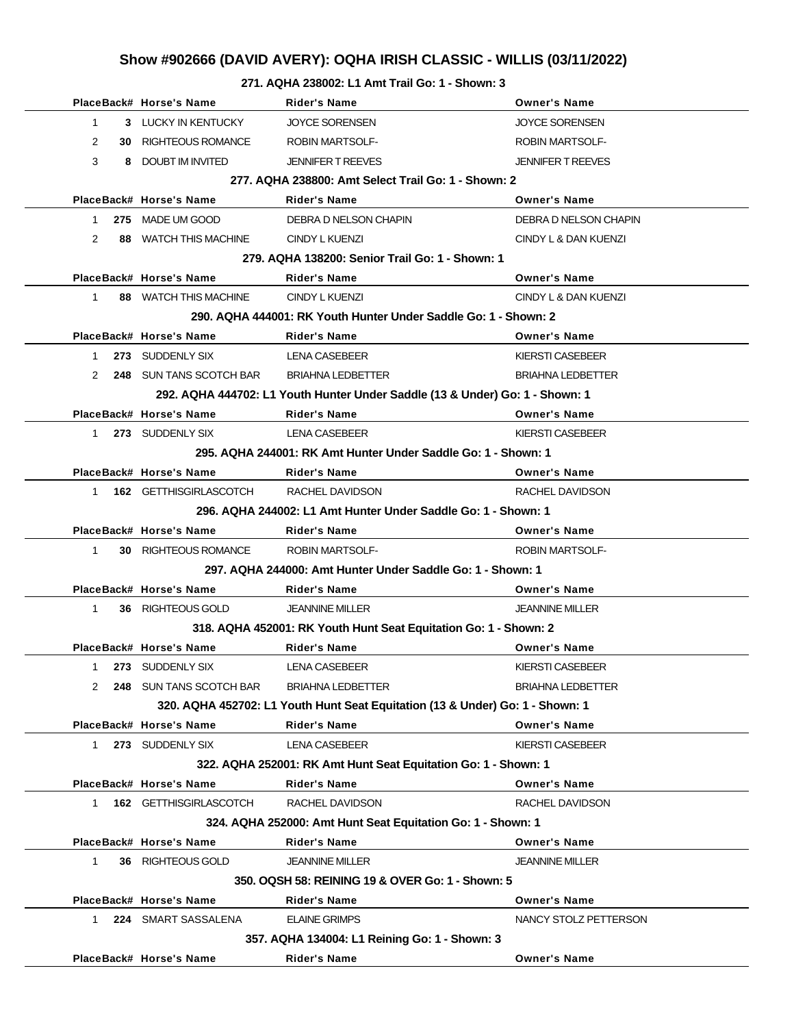# Show #902666 (DAVID AVERY): OQHA IRISH CLASSIC - WILLIS (03/11/2022)

### 271. AQHA 238002: L1 Amt Trail Go: 1 - Shown: 3

| Place | Back# | Horse's Name | Rider's Name | Owner's Name |
|---|---|---|---|---|
| 1 | 3 | LUCKY IN KENTUCKY | JOYCE SORENSEN | JOYCE SORENSEN |
| 2 | 30 | RIGHTEOUS ROMANCE | ROBIN MARTSOLF- | ROBIN MARTSOLF- |
| 3 | 8 | DOUBT IM INVITED | JENNIFER T REEVES | JENNIFER T REEVES |

### 277. AQHA 238800: Amt Select Trail Go: 1 - Shown: 2

| Place | Back# | Horse's Name | Rider's Name | Owner's Name |
|---|---|---|---|---|
| 1 | 275 | MADE UM GOOD | DEBRA D NELSON CHAPIN | DEBRA D NELSON CHAPIN |
| 2 | 88 | WATCH THIS MACHINE | CINDY L KUENZI | CINDY L & DAN KUENZI |

### 279. AQHA 138200: Senior Trail Go: 1 - Shown: 1

| Place | Back# | Horse's Name | Rider's Name | Owner's Name |
|---|---|---|---|---|
| 1 | 88 | WATCH THIS MACHINE | CINDY L KUENZI | CINDY L & DAN KUENZI |

### 290. AQHA 444001: RK Youth Hunter Under Saddle Go: 1 - Shown: 2

| Place | Back# | Horse's Name | Rider's Name | Owner's Name |
|---|---|---|---|---|
| 1 | 273 | SUDDENLY SIX | LENA CASEBEER | KIERSTI CASEBEER |
| 2 | 248 | SUN TANS SCOTCH BAR | BRIAHNA LEDBETTER | BRIAHNA LEDBETTER |

### 292. AQHA 444702: L1 Youth Hunter Under Saddle (13 & Under) Go: 1 - Shown: 1

| Place | Back# | Horse's Name | Rider's Name | Owner's Name |
|---|---|---|---|---|
| 1 | 273 | SUDDENLY SIX | LENA CASEBEER | KIERSTI CASEBEER |

### 295. AQHA 244001: RK Amt Hunter Under Saddle Go: 1 - Shown: 1

| Place | Back# | Horse's Name | Rider's Name | Owner's Name |
|---|---|---|---|---|
| 1 | 162 | GETTHISGIRLASCOTCH | RACHEL DAVIDSON | RACHEL DAVIDSON |

### 296. AQHA 244002: L1 Amt Hunter Under Saddle Go: 1 - Shown: 1

| Place | Back# | Horse's Name | Rider's Name | Owner's Name |
|---|---|---|---|---|
| 1 | 30 | RIGHTEOUS ROMANCE | ROBIN MARTSOLF- | ROBIN MARTSOLF- |

### 297. AQHA 244000: Amt Hunter Under Saddle Go: 1 - Shown: 1

| Place | Back# | Horse's Name | Rider's Name | Owner's Name |
|---|---|---|---|---|
| 1 | 36 | RIGHTEOUS GOLD | JEANNINE MILLER | JEANNINE MILLER |

### 318. AQHA 452001: RK Youth Hunt Seat Equitation Go: 1 - Shown: 2

| Place | Back# | Horse's Name | Rider's Name | Owner's Name |
|---|---|---|---|---|
| 1 | 273 | SUDDENLY SIX | LENA CASEBEER | KIERSTI CASEBEER |
| 2 | 248 | SUN TANS SCOTCH BAR | BRIAHNA LEDBETTER | BRIAHNA LEDBETTER |

### 320. AQHA 452702: L1 Youth Hunt Seat Equitation (13 & Under) Go: 1 - Shown: 1

| Place | Back# | Horse's Name | Rider's Name | Owner's Name |
|---|---|---|---|---|
| 1 | 273 | SUDDENLY SIX | LENA CASEBEER | KIERSTI CASEBEER |

### 322. AQHA 252001: RK Amt Hunt Seat Equitation Go: 1 - Shown: 1

| Place | Back# | Horse's Name | Rider's Name | Owner's Name |
|---|---|---|---|---|
| 1 | 162 | GETTHISGIRLASCOTCH | RACHEL DAVIDSON | RACHEL DAVIDSON |

### 324. AQHA 252000: Amt Hunt Seat Equitation Go: 1 - Shown: 1

| Place | Back# | Horse's Name | Rider's Name | Owner's Name |
|---|---|---|---|---|
| 1 | 36 | RIGHTEOUS GOLD | JEANNINE MILLER | JEANNINE MILLER |

### 350. OQSH 58: REINING 19 & OVER Go: 1 - Shown: 5

| Place | Back# | Horse's Name | Rider's Name | Owner's Name |
|---|---|---|---|---|
| 1 | 224 | SMART SASSALENA | ELAINE GRIMPS | NANCY STOLZ PETTERSON |

### 357. AQHA 134004: L1 Reining Go: 1 - Shown: 3

| Place | Back# | Horse's Name | Rider's Name | Owner's Name |
|---|---|---|---|---|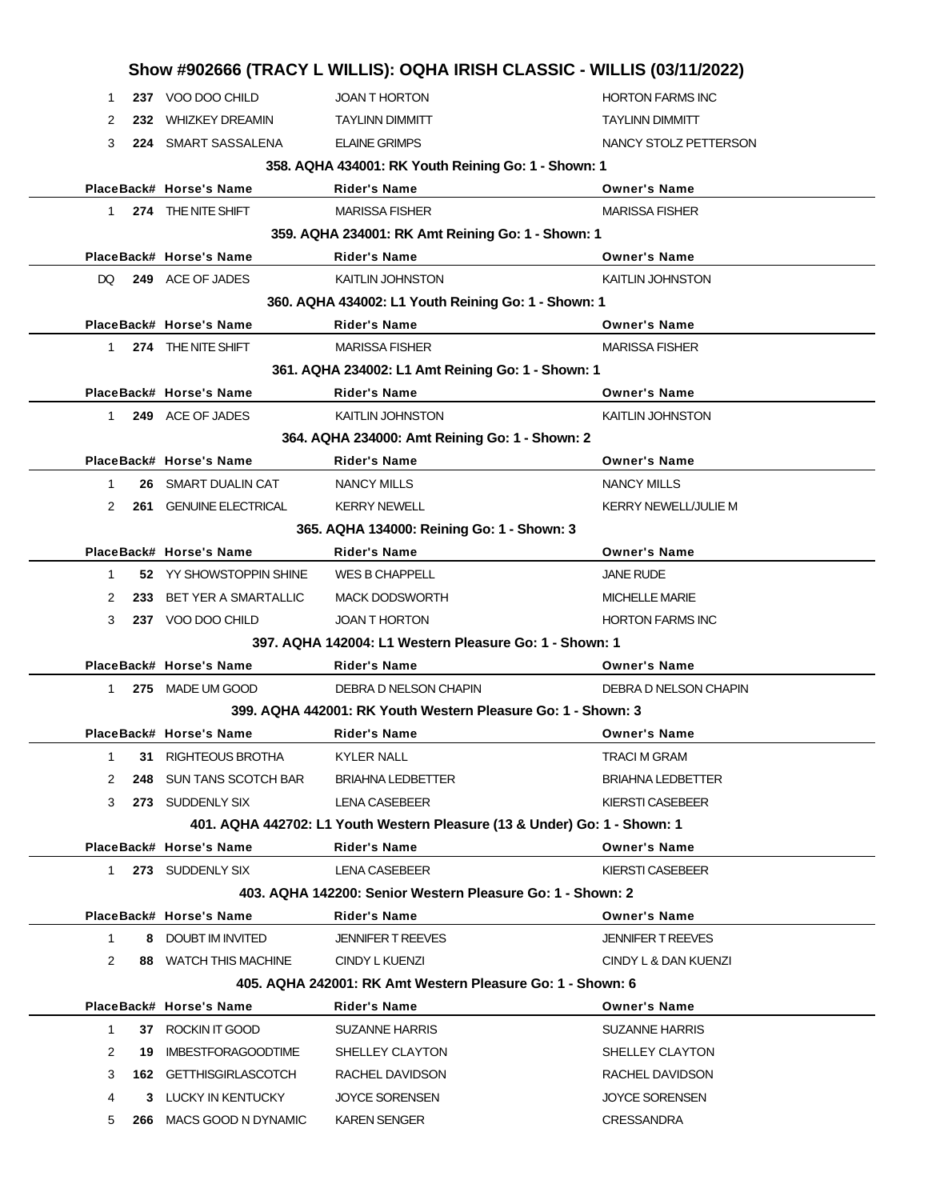# Show #902666 (TRACY L WILLIS): OQHA IRISH CLASSIC - WILLIS (03/11/2022)

| Place | Back# | Horse's Name | Rider's Name | Owner's Name |
|---|---|---|---|---|
| 1 | 237 | VOO DOO CHILD | JOAN T HORTON | HORTON FARMS INC |
| 2 | 232 | WHIZKEY DREAMIN | TAYLINN DIMMITT | TAYLINN DIMMITT |
| 3 | 224 | SMART SASSALENA | ELAINE GRIMPS | NANCY STOLZ PETTERSON |

### 358. AQHA 434001: RK Youth Reining Go: 1 - Shown: 1

| Place | Back# | Horse's Name | Rider's Name | Owner's Name |
|---|---|---|---|---|
| 1 | 274 | THE NITE SHIFT | MARISSA FISHER | MARISSA FISHER |

### 359. AQHA 234001: RK Amt Reining Go: 1 - Shown: 1

| Place | Back# | Horse's Name | Rider's Name | Owner's Name |
|---|---|---|---|---|
| DQ | 249 | ACE OF JADES | KAITLIN JOHNSTON | KAITLIN JOHNSTON |

### 360. AQHA 434002: L1 Youth Reining Go: 1 - Shown: 1

| Place | Back# | Horse's Name | Rider's Name | Owner's Name |
|---|---|---|---|---|
| 1 | 274 | THE NITE SHIFT | MARISSA FISHER | MARISSA FISHER |

### 361. AQHA 234002: L1 Amt Reining Go: 1 - Shown: 1

| Place | Back# | Horse's Name | Rider's Name | Owner's Name |
|---|---|---|---|---|
| 1 | 249 | ACE OF JADES | KAITLIN JOHNSTON | KAITLIN JOHNSTON |

### 364. AQHA 234000: Amt Reining Go: 1 - Shown: 2

| Place | Back# | Horse's Name | Rider's Name | Owner's Name |
|---|---|---|---|---|
| 1 | 26 | SMART DUALIN CAT | NANCY MILLS | NANCY MILLS |
| 2 | 261 | GENUINE ELECTRICAL | KERRY NEWELL | KERRY NEWELL/JULIE M |

### 365. AQHA 134000: Reining Go: 1 - Shown: 3

| Place | Back# | Horse's Name | Rider's Name | Owner's Name |
|---|---|---|---|---|
| 1 | 52 | YY SHOWSTOPPIN SHINE | WES B CHAPPELL | JANE RUDE |
| 2 | 233 | BET YER A SMARTALLIC | MACK DODSWORTH | MICHELLE MARIE |
| 3 | 237 | VOO DOO CHILD | JOAN T HORTON | HORTON FARMS INC |

### 397. AQHA 142004: L1 Western Pleasure Go: 1 - Shown: 1

| Place | Back# | Horse's Name | Rider's Name | Owner's Name |
|---|---|---|---|---|
| 1 | 275 | MADE UM GOOD | DEBRA D NELSON CHAPIN | DEBRA D NELSON CHAPIN |

### 399. AQHA 442001: RK Youth Western Pleasure Go: 1 - Shown: 3

| Place | Back# | Horse's Name | Rider's Name | Owner's Name |
|---|---|---|---|---|
| 1 | 31 | RIGHTEOUS BROTHA | KYLER NALL | TRACI M GRAM |
| 2 | 248 | SUN TANS SCOTCH BAR | BRIAHNA LEDBETTER | BRIAHNA LEDBETTER |
| 3 | 273 | SUDDENLY SIX | LENA CASEBEER | KIERSTI CASEBEER |

### 401. AQHA 442702: L1 Youth Western Pleasure (13 & Under) Go: 1 - Shown: 1

| Place | Back# | Horse's Name | Rider's Name | Owner's Name |
|---|---|---|---|---|
| 1 | 273 | SUDDENLY SIX | LENA CASEBEER | KIERSTI CASEBEER |

### 403. AQHA 142200: Senior Western Pleasure Go: 1 - Shown: 2

| Place | Back# | Horse's Name | Rider's Name | Owner's Name |
|---|---|---|---|---|
| 1 | 8 | DOUBT IM INVITED | JENNIFER T REEVES | JENNIFER T REEVES |
| 2 | 88 | WATCH THIS MACHINE | CINDY L KUENZI | CINDY L & DAN KUENZI |

### 405. AQHA 242001: RK Amt Western Pleasure Go: 1 - Shown: 6

| Place | Back# | Horse's Name | Rider's Name | Owner's Name |
|---|---|---|---|---|
| 1 | 37 | ROCKIN IT GOOD | SUZANNE HARRIS | SUZANNE HARRIS |
| 2 | 19 | IMBESTFORAGOODTIME | SHELLEY CLAYTON | SHELLEY CLAYTON |
| 3 | 162 | GETTHISGIRLASCOTCH | RACHEL DAVIDSON | RACHEL DAVIDSON |
| 4 | 3 | LUCKY IN KENTUCKY | JOYCE SORENSEN | JOYCE SORENSEN |
| 5 | 266 | MACS GOOD N DYNAMIC | KAREN SENGER | CRESSANDRA |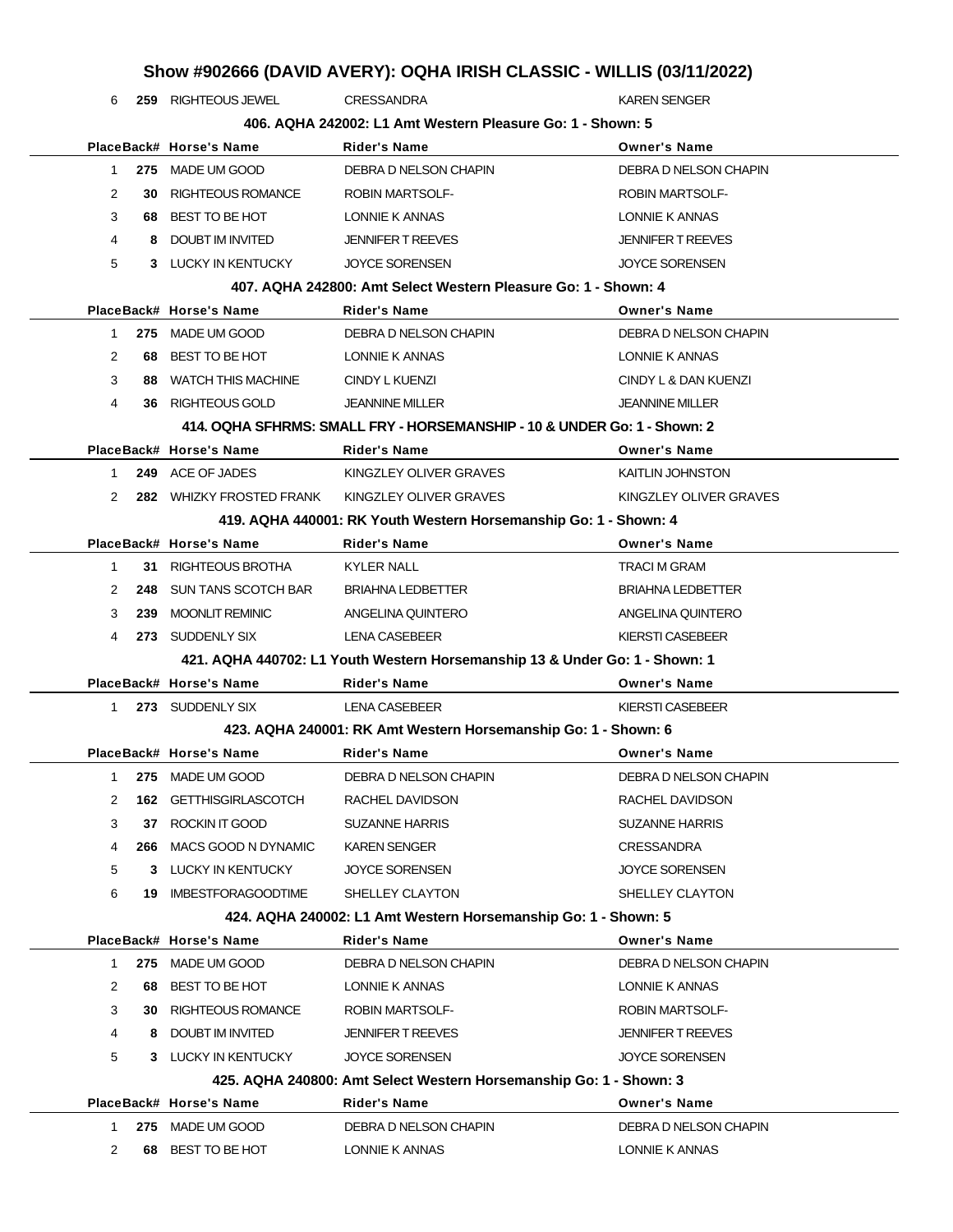# Show #902666 (DAVID AVERY): OQHA IRISH CLASSIC - WILLIS (03/11/2022)

| Place | Back# | Horse's Name | Rider's Name | Owner's Name |
|---|---|---|---|---|
| 6 | **259** | RIGHTEOUS JEWEL | CRESSANDRA | KAREN SENGER |

### 406. AQHA 242002: L1 Amt Western Pleasure Go: 1 - Shown: 5

| Place | Back# | Horse's Name | Rider's Name | Owner's Name |
|---|---|---|---|---|
| 1 | **275** | MADE UM GOOD | DEBRA D NELSON CHAPIN | DEBRA D NELSON CHAPIN |
| 2 | **30** | RIGHTEOUS ROMANCE | ROBIN MARTSOLF- | ROBIN MARTSOLF- |
| 3 | **68** | BEST TO BE HOT | LONNIE K ANNAS | LONNIE K ANNAS |
| 4 | **8** | DOUBT IM INVITED | JENNIFER T REEVES | JENNIFER T REEVES |
| 5 | **3** | LUCKY IN KENTUCKY | JOYCE SORENSEN | JOYCE SORENSEN |

### 407. AQHA 242800: Amt Select Western Pleasure Go: 1 - Shown: 4

| Place | Back# | Horse's Name | Rider's Name | Owner's Name |
|---|---|---|---|---|
| 1 | **275** | MADE UM GOOD | DEBRA D NELSON CHAPIN | DEBRA D NELSON CHAPIN |
| 2 | **68** | BEST TO BE HOT | LONNIE K ANNAS | LONNIE K ANNAS |
| 3 | **88** | WATCH THIS MACHINE | CINDY L KUENZI | CINDY L & DAN KUENZI |
| 4 | **36** | RIGHTEOUS GOLD | JEANNINE MILLER | JEANNINE MILLER |

### 414. OQHA SFHRMS: SMALL FRY - HORSEMANSHIP - 10 & UNDER Go: 1 - Shown: 2

| Place | Back# | Horse's Name | Rider's Name | Owner's Name |
|---|---|---|---|---|
| 1 | **249** | ACE OF JADES | KINGZLEY OLIVER GRAVES | KAITLIN JOHNSTON |
| 2 | **282** | WHIZKY FROSTED FRANK | KINGZLEY OLIVER GRAVES | KINGZLEY OLIVER GRAVES |

### 419. AQHA 440001: RK Youth Western Horsemanship Go: 1 - Shown: 4

| Place | Back# | Horse's Name | Rider's Name | Owner's Name |
|---|---|---|---|---|
| 1 | **31** | RIGHTEOUS BROTHA | KYLER NALL | TRACI M GRAM |
| 2 | **248** | SUN TANS SCOTCH BAR | BRIAHNA LEDBETTER | BRIAHNA LEDBETTER |
| 3 | **239** | MOONLIT REMINIC | ANGELINA QUINTERO | ANGELINA QUINTERO |
| 4 | **273** | SUDDENLY SIX | LENA CASEBEER | KIERSTI CASEBEER |

### 421. AQHA 440702: L1 Youth Western Horsemanship 13 & Under Go: 1 - Shown: 1

| Place | Back# | Horse's Name | Rider's Name | Owner's Name |
|---|---|---|---|---|
| 1 | **273** | SUDDENLY SIX | LENA CASEBEER | KIERSTI CASEBEER |

### 423. AQHA 240001: RK Amt Western Horsemanship Go: 1 - Shown: 6

| Place | Back# | Horse's Name | Rider's Name | Owner's Name |
|---|---|---|---|---|
| 1 | **275** | MADE UM GOOD | DEBRA D NELSON CHAPIN | DEBRA D NELSON CHAPIN |
| 2 | **162** | GETTHISGIRLASCOTCH | RACHEL DAVIDSON | RACHEL DAVIDSON |
| 3 | **37** | ROCKIN IT GOOD | SUZANNE HARRIS | SUZANNE HARRIS |
| 4 | **266** | MACS GOOD N DYNAMIC | KAREN SENGER | CRESSANDRA |
| 5 | **3** | LUCKY IN KENTUCKY | JOYCE SORENSEN | JOYCE SORENSEN |
| 6 | **19** | IMBESTFORAGOODTIME | SHELLEY CLAYTON | SHELLEY CLAYTON |

### 424. AQHA 240002: L1 Amt Western Horsemanship Go: 1 - Shown: 5

| Place | Back# | Horse's Name | Rider's Name | Owner's Name |
|---|---|---|---|---|
| 1 | **275** | MADE UM GOOD | DEBRA D NELSON CHAPIN | DEBRA D NELSON CHAPIN |
| 2 | **68** | BEST TO BE HOT | LONNIE K ANNAS | LONNIE K ANNAS |
| 3 | **30** | RIGHTEOUS ROMANCE | ROBIN MARTSOLF- | ROBIN MARTSOLF- |
| 4 | **8** | DOUBT IM INVITED | JENNIFER T REEVES | JENNIFER T REEVES |
| 5 | **3** | LUCKY IN KENTUCKY | JOYCE SORENSEN | JOYCE SORENSEN |

### 425. AQHA 240800: Amt Select Western Horsemanship Go: 1 - Shown: 3

| Place | Back# | Horse's Name | Rider's Name | Owner's Name |
|---|---|---|---|---|
| 1 | **275** | MADE UM GOOD | DEBRA D NELSON CHAPIN | DEBRA D NELSON CHAPIN |
| 2 | **68** | BEST TO BE HOT | LONNIE K ANNAS | LONNIE K ANNAS |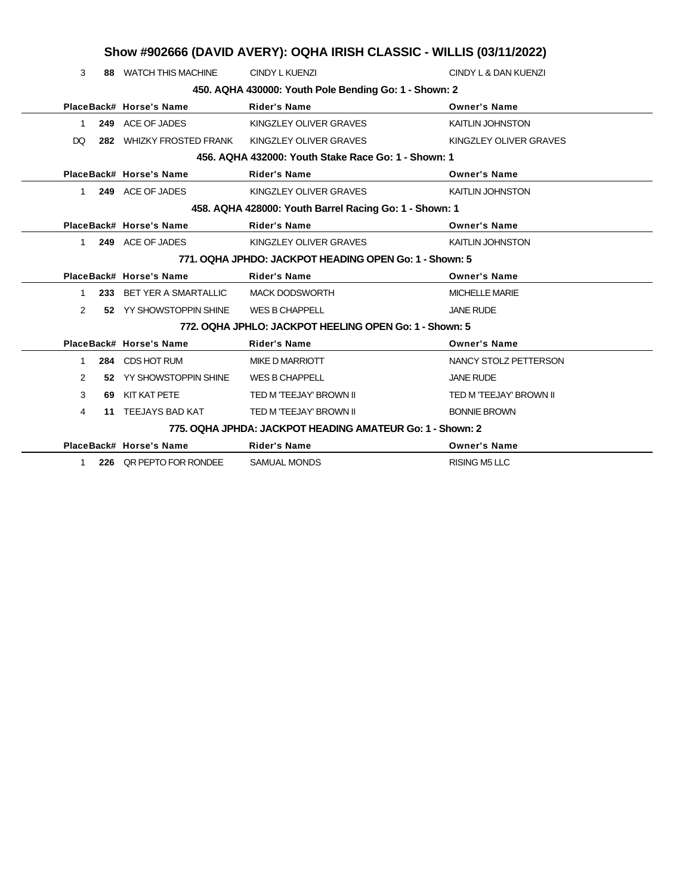# Show #902666 (DAVID AVERY): OQHA IRISH CLASSIC - WILLIS (03/11/2022)

| Place | Back# | Horse's Name | Rider's Name | Owner's Name |
|---|---|---|---|---|
| 3 | **88** | WATCH THIS MACHINE | CINDY L KUENZI | CINDY L & DAN KUENZI |

### 450. AQHA 430000: Youth Pole Bending Go: 1 - Shown: 2

| Place | Back# | Horse's Name | Rider's Name | Owner's Name |
|---|---|---|---|---|
| 1 | **249** | ACE OF JADES | KINGZLEY OLIVER GRAVES | KAITLIN JOHNSTON |
| DQ | **282** | WHIZKY FROSTED FRANK | KINGZLEY OLIVER GRAVES | KINGZLEY OLIVER GRAVES |

### 456. AQHA 432000: Youth Stake Race Go: 1 - Shown: 1

| Place | Back# | Horse's Name | Rider's Name | Owner's Name |
|---|---|---|---|---|
| 1 | **249** | ACE OF JADES | KINGZLEY OLIVER GRAVES | KAITLIN JOHNSTON |

### 458. AQHA 428000: Youth Barrel Racing Go: 1 - Shown: 1

| Place | Back# | Horse's Name | Rider's Name | Owner's Name |
|---|---|---|---|---|
| 1 | **249** | ACE OF JADES | KINGZLEY OLIVER GRAVES | KAITLIN JOHNSTON |

### 771. OQHA JPHDO: JACKPOT HEADING OPEN Go: 1 - Shown: 5

| Place | Back# | Horse's Name | Rider's Name | Owner's Name |
|---|---|---|---|---|
| 1 | **233** | BET YER A SMARTALLIC | MACK DODSWORTH | MICHELLE MARIE |
| 2 | **52** | YY SHOWSTOPPIN SHINE | WES B CHAPPELL | JANE RUDE |

### 772. OQHA JPHLO: JACKPOT HEELING OPEN Go: 1 - Shown: 5

| Place | Back# | Horse's Name | Rider's Name | Owner's Name |
|---|---|---|---|---|
| 1 | **284** | CDS HOT RUM | MIKE D MARRIOTT | NANCY STOLZ PETTERSON |
| 2 | **52** | YY SHOWSTOPPIN SHINE | WES B CHAPPELL | JANE RUDE |
| 3 | **69** | KIT KAT PETE | TED M 'TEEJAY' BROWN II | TED M 'TEEJAY' BROWN II |
| 4 | **11** | TEEJAYS BAD KAT | TED M 'TEEJAY' BROWN II | BONNIE BROWN |

### 775. OQHA JPHDA: JACKPOT HEADING AMATEUR Go: 1 - Shown: 2

| Place | Back# | Horse's Name | Rider's Name | Owner's Name |
|---|---|---|---|---|
| 1 | **226** | QR PEPTO FOR RONDEE | SAMUAL MONDS | RISING M5 LLC |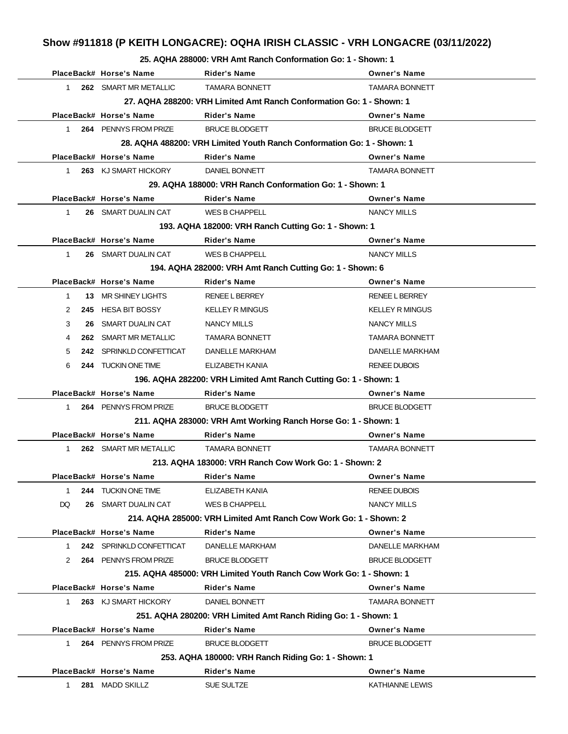# Show #911818 (P KEITH LONGACRE): OQHA IRISH CLASSIC - VRH LONGACRE (03/11/2022)

### 25. AQHA 288000: VRH Amt Ranch Conformation Go: 1 - Shown: 1

| Place | Back# | Horse's Name | Rider's Name | Owner's Name |
|---|---|---|---|---|
| 1 | 262 | SMART MR METALLIC | TAMARA BONNETT | TAMARA BONNETT |

### 27. AQHA 288200: VRH Limited Amt Ranch Conformation Go: 1 - Shown: 1

| Place | Back# | Horse's Name | Rider's Name | Owner's Name |
|---|---|---|---|---|
| 1 | 264 | PENNYS FROM PRIZE | BRUCE BLODGETT | BRUCE BLODGETT |

### 28. AQHA 488200: VRH Limited Youth Ranch Conformation Go: 1 - Shown: 1

| Place | Back# | Horse's Name | Rider's Name | Owner's Name |
|---|---|---|---|---|
| 1 | 263 | KJ SMART HICKORY | DANIEL BONNETT | TAMARA BONNETT |

### 29. AQHA 188000: VRH Ranch Conformation Go: 1 - Shown: 1

| Place | Back# | Horse's Name | Rider's Name | Owner's Name |
|---|---|---|---|---|
| 1 | 26 | SMART DUALIN CAT | WES B CHAPPELL | NANCY MILLS |

### 193. AQHA 182000: VRH Ranch Cutting Go: 1 - Shown: 1

| Place | Back# | Horse's Name | Rider's Name | Owner's Name |
|---|---|---|---|---|
| 1 | 26 | SMART DUALIN CAT | WES B CHAPPELL | NANCY MILLS |

### 194. AQHA 282000: VRH Amt Ranch Cutting Go: 1 - Shown: 6

| Place | Back# | Horse's Name | Rider's Name | Owner's Name |
|---|---|---|---|---|
| 1 | 13 | MR SHINEY LIGHTS | RENEE L BERREY | RENEE L BERREY |
| 2 | 245 | HESA BIT BOSSY | KELLEY R MINGUS | KELLEY R MINGUS |
| 3 | 26 | SMART DUALIN CAT | NANCY MILLS | NANCY MILLS |
| 4 | 262 | SMART MR METALLIC | TAMARA BONNETT | TAMARA BONNETT |
| 5 | 242 | SPRINKLD CONFETTICAT | DANELLE MARKHAM | DANELLE MARKHAM |
| 6 | 244 | TUCKIN ONE TIME | ELIZABETH KANIA | RENEE DUBOIS |

### 196. AQHA 282200: VRH Limited Amt Ranch Cutting Go: 1 - Shown: 1

| Place | Back# | Horse's Name | Rider's Name | Owner's Name |
|---|---|---|---|---|
| 1 | 264 | PENNYS FROM PRIZE | BRUCE BLODGETT | BRUCE BLODGETT |

### 211. AQHA 283000: VRH Amt Working Ranch Horse Go: 1 - Shown: 1

| Place | Back# | Horse's Name | Rider's Name | Owner's Name |
|---|---|---|---|---|
| 1 | 262 | SMART MR METALLIC | TAMARA BONNETT | TAMARA BONNETT |

### 213. AQHA 183000: VRH Ranch Cow Work Go: 1 - Shown: 2

| Place | Back# | Horse's Name | Rider's Name | Owner's Name |
|---|---|---|---|---|
| 1 | 244 | TUCKIN ONE TIME | ELIZABETH KANIA | RENEE DUBOIS |
| DQ | 26 | SMART DUALIN CAT | WES B CHAPPELL | NANCY MILLS |

### 214. AQHA 285000: VRH Limited Amt Ranch Cow Work Go: 1 - Shown: 2

| Place | Back# | Horse's Name | Rider's Name | Owner's Name |
|---|---|---|---|---|
| 1 | 242 | SPRINKLD CONFETTICAT | DANELLE MARKHAM | DANELLE MARKHAM |
| 2 | 264 | PENNYS FROM PRIZE | BRUCE BLODGETT | BRUCE BLODGETT |

### 215. AQHA 485000: VRH Limited Youth Ranch Cow Work Go: 1 - Shown: 1

| Place | Back# | Horse's Name | Rider's Name | Owner's Name |
|---|---|---|---|---|
| 1 | 263 | KJ SMART HICKORY | DANIEL BONNETT | TAMARA BONNETT |

### 251. AQHA 280200: VRH Limited Amt Ranch Riding Go: 1 - Shown: 1

| Place | Back# | Horse's Name | Rider's Name | Owner's Name |
|---|---|---|---|---|
| 1 | 264 | PENNYS FROM PRIZE | BRUCE BLODGETT | BRUCE BLODGETT |

### 253. AQHA 180000: VRH Ranch Riding Go: 1 - Shown: 1

| Place | Back# | Horse's Name | Rider's Name | Owner's Name |
|---|---|---|---|---|
| 1 | 281 | MADD SKILLZ | SUE SULTZE | KATHIANNE LEWIS |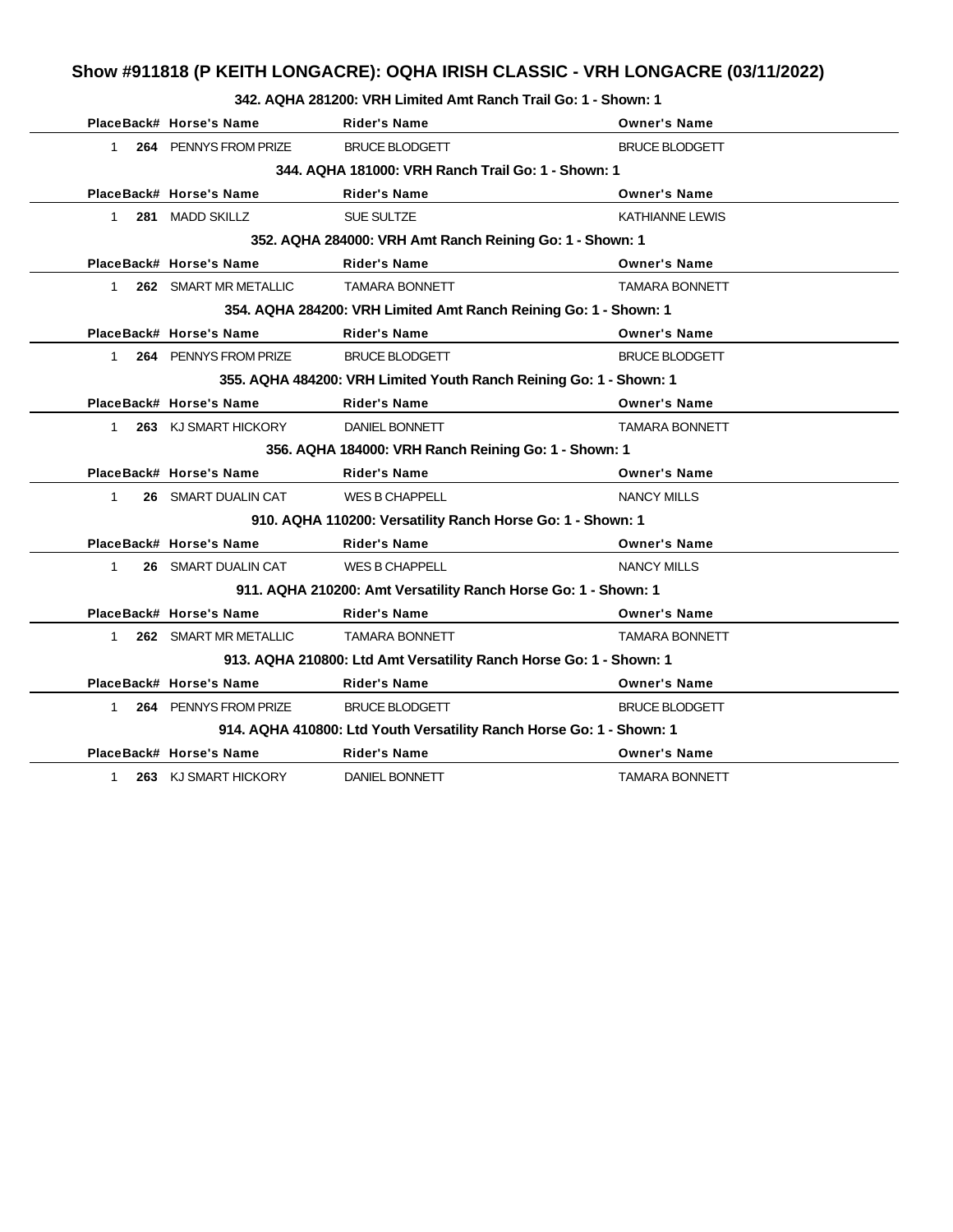# Show #911818 (P KEITH LONGACRE): OQHA IRISH CLASSIC - VRH LONGACRE (03/11/2022)

### 342. AQHA 281200: VRH Limited Amt Ranch Trail Go: 1 - Shown: 1

| Place | Back# | Horse's Name | Rider's Name | Owner's Name |
|---|---|---|---|---|
| 1 | **264** | PENNYS FROM PRIZE | BRUCE BLODGETT | BRUCE BLODGETT |

### 344. AQHA 181000: VRH Ranch Trail Go: 1 - Shown: 1

| Place | Back# | Horse's Name | Rider's Name | Owner's Name |
|---|---|---|---|---|
| 1 | **281** | MADD SKILLZ | SUE SULTZE | KATHIANNE LEWIS |

### 352. AQHA 284000: VRH Amt Ranch Reining Go: 1 - Shown: 1

| Place | Back# | Horse's Name | Rider's Name | Owner's Name |
|---|---|---|---|---|
| 1 | **262** | SMART MR METALLIC | TAMARA BONNETT | TAMARA BONNETT |

### 354. AQHA 284200: VRH Limited Amt Ranch Reining Go: 1 - Shown: 1

| Place | Back# | Horse's Name | Rider's Name | Owner's Name |
|---|---|---|---|---|
| 1 | **264** | PENNYS FROM PRIZE | BRUCE BLODGETT | BRUCE BLODGETT |

### 355. AQHA 484200: VRH Limited Youth Ranch Reining Go: 1 - Shown: 1

| Place | Back# | Horse's Name | Rider's Name | Owner's Name |
|---|---|---|---|---|
| 1 | **263** | KJ SMART HICKORY | DANIEL BONNETT | TAMARA BONNETT |

### 356. AQHA 184000: VRH Ranch Reining Go: 1 - Shown: 1

| Place | Back# | Horse's Name | Rider's Name | Owner's Name |
|---|---|---|---|---|
| 1 | **26** | SMART DUALIN CAT | WES B CHAPPELL | NANCY MILLS |

### 910. AQHA 110200: Versatility Ranch Horse Go: 1 - Shown: 1

| Place | Back# | Horse's Name | Rider's Name | Owner's Name |
|---|---|---|---|---|
| 1 | **26** | SMART DUALIN CAT | WES B CHAPPELL | NANCY MILLS |

### 911. AQHA 210200: Amt Versatility Ranch Horse Go: 1 - Shown: 1

| Place | Back# | Horse's Name | Rider's Name | Owner's Name |
|---|---|---|---|---|
| 1 | **262** | SMART MR METALLIC | TAMARA BONNETT | TAMARA BONNETT |

### 913. AQHA 210800: Ltd Amt Versatility Ranch Horse Go: 1 - Shown: 1

| Place | Back# | Horse's Name | Rider's Name | Owner's Name |
|---|---|---|---|---|
| 1 | **264** | PENNYS FROM PRIZE | BRUCE BLODGETT | BRUCE BLODGETT |

### 914. AQHA 410800: Ltd Youth Versatility Ranch Horse Go: 1 - Shown: 1

| Place | Back# | Horse's Name | Rider's Name | Owner's Name |
|---|---|---|---|---|
| 1 | **263** | KJ SMART HICKORY | DANIEL BONNETT | TAMARA BONNETT |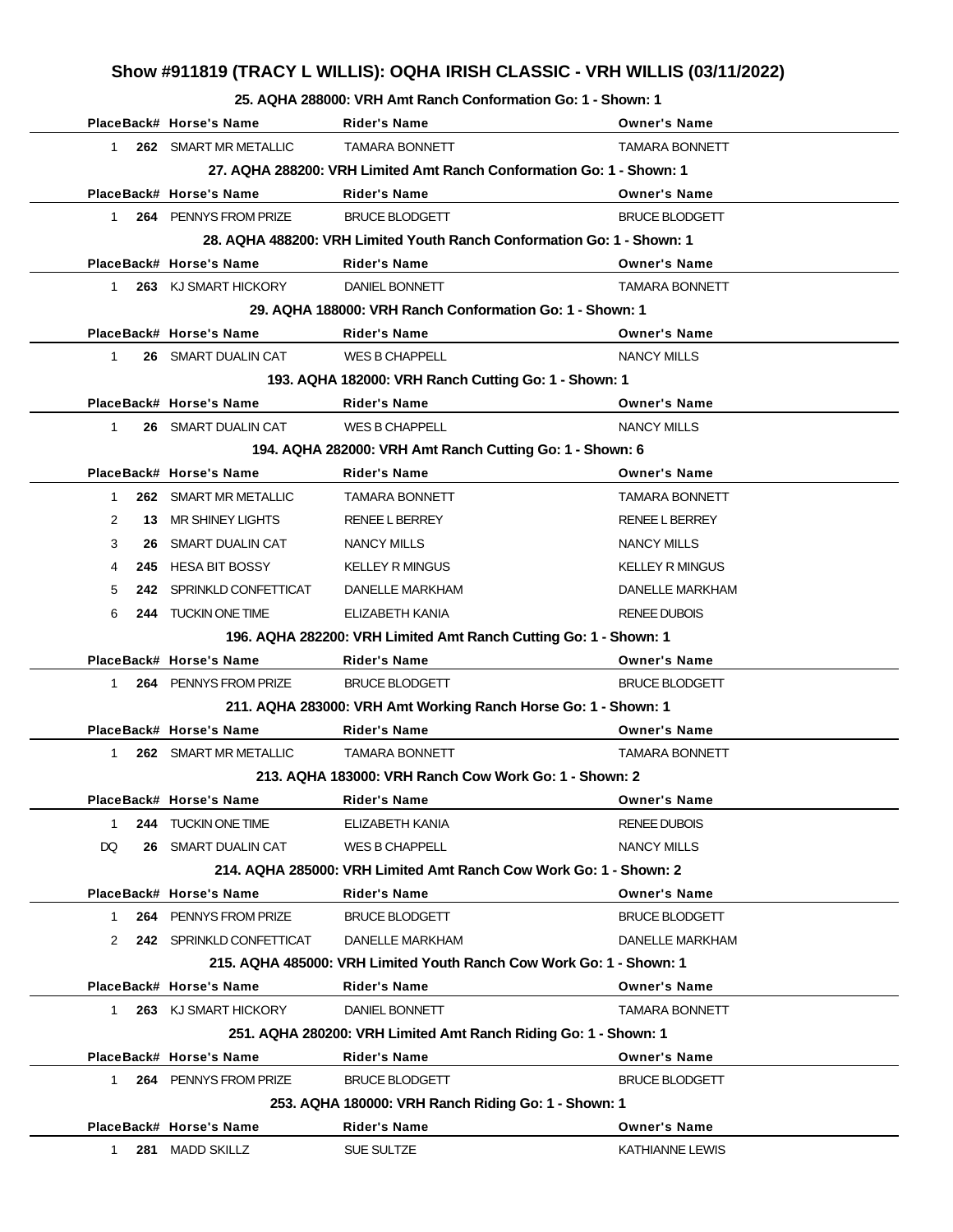# Show #911819 (TRACY L WILLIS): OQHA IRISH CLASSIC - VRH WILLIS (03/11/2022)

### 25. AQHA 288000: VRH Amt Ranch Conformation Go: 1 - Shown: 1

| Place | Back# | Horse's Name | Rider's Name | Owner's Name |
|---|---|---|---|---|
| 1 | 262 | SMART MR METALLIC | TAMARA BONNETT | TAMARA BONNETT |

### 27. AQHA 288200: VRH Limited Amt Ranch Conformation Go: 1 - Shown: 1

| Place | Back# | Horse's Name | Rider's Name | Owner's Name |
|---|---|---|---|---|
| 1 | 264 | PENNYS FROM PRIZE | BRUCE BLODGETT | BRUCE BLODGETT |

### 28. AQHA 488200: VRH Limited Youth Ranch Conformation Go: 1 - Shown: 1

| Place | Back# | Horse's Name | Rider's Name | Owner's Name |
|---|---|---|---|---|
| 1 | 263 | KJ SMART HICKORY | DANIEL BONNETT | TAMARA BONNETT |

### 29. AQHA 188000: VRH Ranch Conformation Go: 1 - Shown: 1

| Place | Back# | Horse's Name | Rider's Name | Owner's Name |
|---|---|---|---|---|
| 1 | 26 | SMART DUALIN CAT | WES B CHAPPELL | NANCY MILLS |

### 193. AQHA 182000: VRH Ranch Cutting Go: 1 - Shown: 1

| Place | Back# | Horse's Name | Rider's Name | Owner's Name |
|---|---|---|---|---|
| 1 | 26 | SMART DUALIN CAT | WES B CHAPPELL | NANCY MILLS |

### 194. AQHA 282000: VRH Amt Ranch Cutting Go: 1 - Shown: 6

| Place | Back# | Horse's Name | Rider's Name | Owner's Name |
|---|---|---|---|---|
| 1 | 262 | SMART MR METALLIC | TAMARA BONNETT | TAMARA BONNETT |
| 2 | 13 | MR SHINEY LIGHTS | RENEE L BERREY | RENEE L BERREY |
| 3 | 26 | SMART DUALIN CAT | NANCY MILLS | NANCY MILLS |
| 4 | 245 | HESA BIT BOSSY | KELLEY R MINGUS | KELLEY R MINGUS |
| 5 | 242 | SPRINKLD CONFETTICAT | DANELLE MARKHAM | DANELLE MARKHAM |
| 6 | 244 | TUCKIN ONE TIME | ELIZABETH KANIA | RENEE DUBOIS |

### 196. AQHA 282200: VRH Limited Amt Ranch Cutting Go: 1 - Shown: 1

| Place | Back# | Horse's Name | Rider's Name | Owner's Name |
|---|---|---|---|---|
| 1 | 264 | PENNYS FROM PRIZE | BRUCE BLODGETT | BRUCE BLODGETT |

### 211. AQHA 283000: VRH Amt Working Ranch Horse Go: 1 - Shown: 1

| Place | Back# | Horse's Name | Rider's Name | Owner's Name |
|---|---|---|---|---|
| 1 | 262 | SMART MR METALLIC | TAMARA BONNETT | TAMARA BONNETT |

### 213. AQHA 183000: VRH Ranch Cow Work Go: 1 - Shown: 2

| Place | Back# | Horse's Name | Rider's Name | Owner's Name |
|---|---|---|---|---|
| 1 | 244 | TUCKIN ONE TIME | ELIZABETH KANIA | RENEE DUBOIS |
| DQ | 26 | SMART DUALIN CAT | WES B CHAPPELL | NANCY MILLS |

### 214. AQHA 285000: VRH Limited Amt Ranch Cow Work Go: 1 - Shown: 2

| Place | Back# | Horse's Name | Rider's Name | Owner's Name |
|---|---|---|---|---|
| 1 | 264 | PENNYS FROM PRIZE | BRUCE BLODGETT | BRUCE BLODGETT |
| 2 | 242 | SPRINKLD CONFETTICAT | DANELLE MARKHAM | DANELLE MARKHAM |

### 215. AQHA 485000: VRH Limited Youth Ranch Cow Work Go: 1 - Shown: 1

| Place | Back# | Horse's Name | Rider's Name | Owner's Name |
|---|---|---|---|---|
| 1 | 263 | KJ SMART HICKORY | DANIEL BONNETT | TAMARA BONNETT |

### 251. AQHA 280200: VRH Limited Amt Ranch Riding Go: 1 - Shown: 1

| Place | Back# | Horse's Name | Rider's Name | Owner's Name |
|---|---|---|---|---|
| 1 | 264 | PENNYS FROM PRIZE | BRUCE BLODGETT | BRUCE BLODGETT |

### 253. AQHA 180000: VRH Ranch Riding Go: 1 - Shown: 1

| Place | Back# | Horse's Name | Rider's Name | Owner's Name |
|---|---|---|---|---|
| 1 | 281 | MADD SKILLZ | SUE SULTZE | KATHIANNE LEWIS |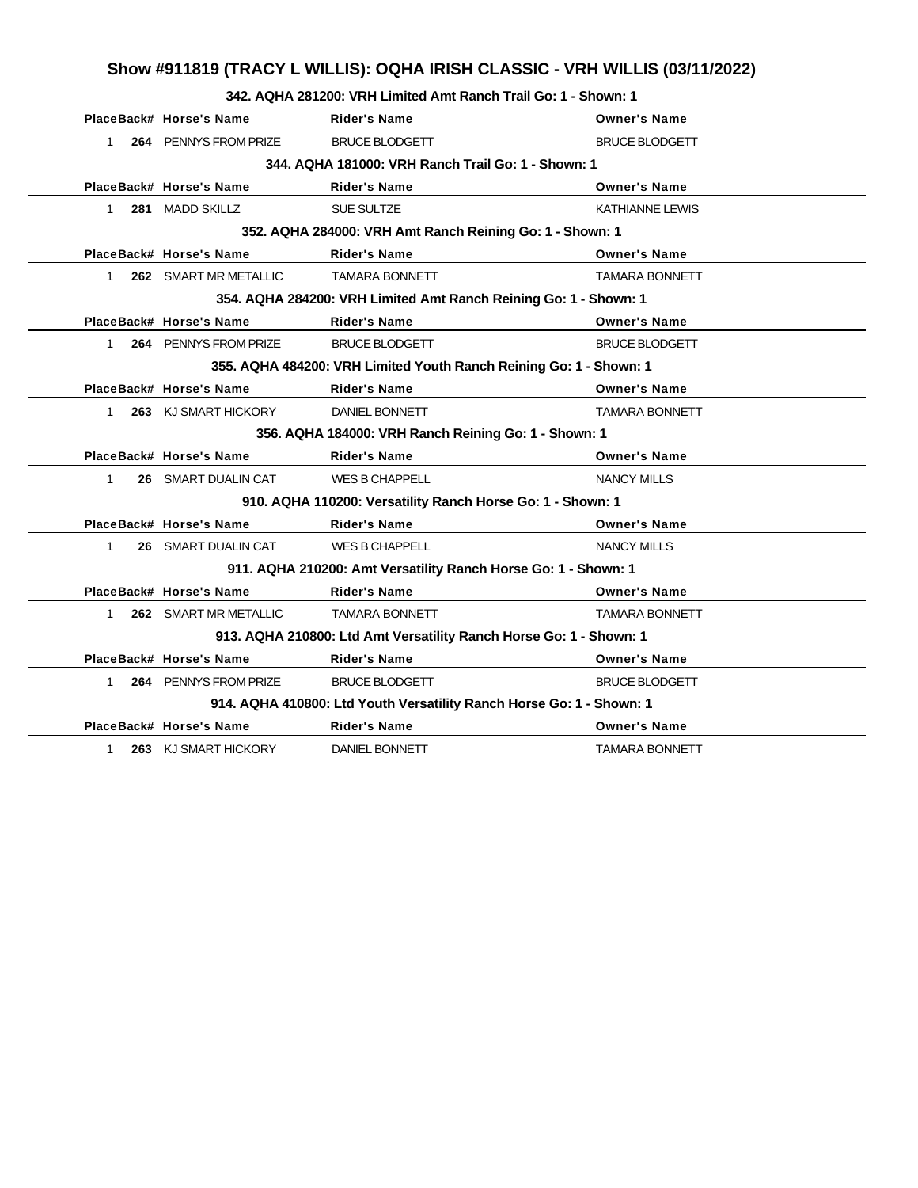# Show #911819 (TRACY L WILLIS): OQHA IRISH CLASSIC - VRH WILLIS (03/11/2022)

### 342. AQHA 281200: VRH Limited Amt Ranch Trail Go: 1 - Shown: 1

| Place | Back# | Horse's Name | Rider's Name | Owner's Name |
|---|---|---|---|---|
| 1 | **264** | PENNYS FROM PRIZE | BRUCE BLODGETT | BRUCE BLODGETT |

### 344. AQHA 181000: VRH Ranch Trail Go: 1 - Shown: 1

| Place | Back# | Horse's Name | Rider's Name | Owner's Name |
|---|---|---|---|---|
| 1 | **281** | MADD SKILLZ | SUE SULTZE | KATHIANNE LEWIS |

### 352. AQHA 284000: VRH Amt Ranch Reining Go: 1 - Shown: 1

| Place | Back# | Horse's Name | Rider's Name | Owner's Name |
|---|---|---|---|---|
| 1 | **262** | SMART MR METALLIC | TAMARA BONNETT | TAMARA BONNETT |

### 354. AQHA 284200: VRH Limited Amt Ranch Reining Go: 1 - Shown: 1

| Place | Back# | Horse's Name | Rider's Name | Owner's Name |
|---|---|---|---|---|
| 1 | **264** | PENNYS FROM PRIZE | BRUCE BLODGETT | BRUCE BLODGETT |

### 355. AQHA 484200: VRH Limited Youth Ranch Reining Go: 1 - Shown: 1

| Place | Back# | Horse's Name | Rider's Name | Owner's Name |
|---|---|---|---|---|
| 1 | **263** | KJ SMART HICKORY | DANIEL BONNETT | TAMARA BONNETT |

### 356. AQHA 184000: VRH Ranch Reining Go: 1 - Shown: 1

| Place | Back# | Horse's Name | Rider's Name | Owner's Name |
|---|---|---|---|---|
| 1 | **26** | SMART DUALIN CAT | WES B CHAPPELL | NANCY MILLS |

### 910. AQHA 110200: Versatility Ranch Horse Go: 1 - Shown: 1

| Place | Back# | Horse's Name | Rider's Name | Owner's Name |
|---|---|---|---|---|
| 1 | **26** | SMART DUALIN CAT | WES B CHAPPELL | NANCY MILLS |

### 911. AQHA 210200: Amt Versatility Ranch Horse Go: 1 - Shown: 1

| Place | Back# | Horse's Name | Rider's Name | Owner's Name |
|---|---|---|---|---|
| 1 | **262** | SMART MR METALLIC | TAMARA BONNETT | TAMARA BONNETT |

### 913. AQHA 210800: Ltd Amt Versatility Ranch Horse Go: 1 - Shown: 1

| Place | Back# | Horse's Name | Rider's Name | Owner's Name |
|---|---|---|---|---|
| 1 | **264** | PENNYS FROM PRIZE | BRUCE BLODGETT | BRUCE BLODGETT |

### 914. AQHA 410800: Ltd Youth Versatility Ranch Horse Go: 1 - Shown: 1

| Place | Back# | Horse's Name | Rider's Name | Owner's Name |
|---|---|---|---|---|
| 1 | **263** | KJ SMART HICKORY | DANIEL BONNETT | TAMARA BONNETT |